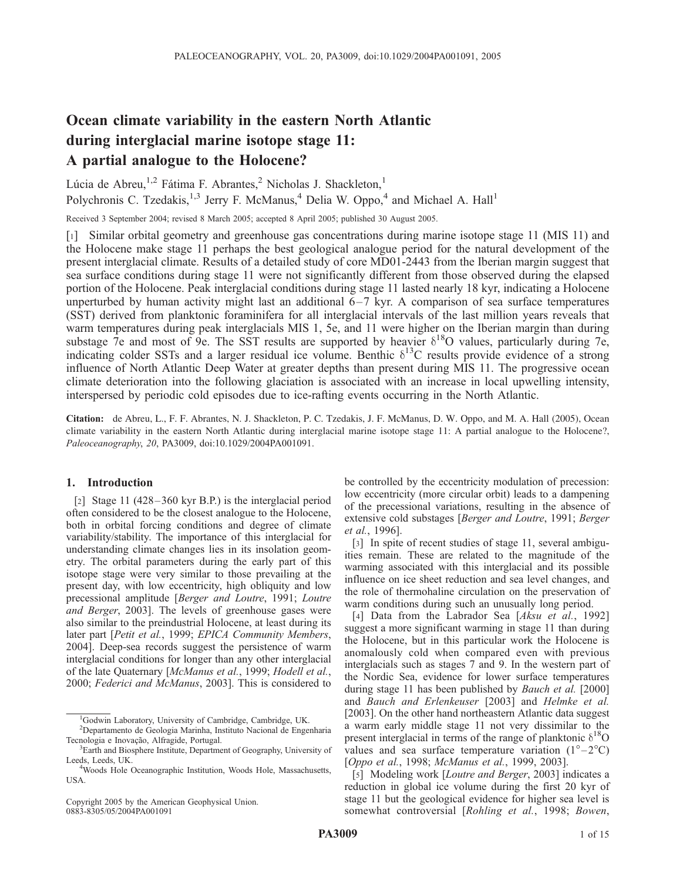# Ocean climate variability in the eastern North Atlantic during interglacial marine isotope stage 11: A partial analogue to the Holocene?

Lúcia de Abreu,[1,2] Fátima F. Abrantes,[2] Nicholas J. Shackleton,[1] Polychronis C. Tzedakis,[1,3] Jerry F. McManus,[4] Delia W. Oppo,[4] and Michael A. Hall[1]

Received 3 September 2004; revised 8 March 2005; accepted 8 April 2005; published 30 August 2005.

[1] Similar orbital geometry and greenhouse gas concentrations during marine isotope stage 11 (MIS 11) and the Holocene make stage 11 perhaps the best geological analogue period for the natural development of the present interglacial climate. Results of a detailed study of core MD01-2443 from the Iberian margin suggest that sea surface conditions during stage 11 were not significantly different from those observed during the elapsed portion of the Holocene. Peak interglacial conditions during stage 11 lasted nearly 18 kyr, indicating a Holocene unperturbed by human activity might last an additional 6–7 kyr. A comparison of sea surface temperatures (SST) derived from planktonic foraminifera for all interglacial intervals of the last million years reveals that warm temperatures during peak interglacials MIS 1, 5e, and 11 were higher on the Iberian margin than during substage 7e and most of 9e. The SST results are supported by heavier $\delta^{18}O$ values, particularly during 7e, indicating colder SSTs and a larger residual ice volume. Benthic $\delta^{13}C$ results provide evidence of a strong influence of North Atlantic Deep Water at greater depths than present during MIS 11. The progressive ocean climate deterioration into the following glaciation is associated with an increase in local upwelling intensity, interspersed by periodic cold episodes due to ice-rafting events occurring in the North Atlantic.

**Citation:** de Abreu, L., F. F. Abrantes, N. J. Shackleton, P. C. Tzedakis, J. F. McManus, D. W. Oppo, and M. A. Hall (2005), Ocean climate variability in the eastern North Atlantic during interglacial marine isotope stage 11: A partial analogue to the Holocene?, *Paleoceanography*, *20*, PA3009, doi:10.1029/2004PA001091.

## 1. Introduction

[2] Stage 11 (428–360 kyr B.P.) is the interglacial period often considered to be the closest analogue to the Holocene, both in orbital forcing conditions and degree of climate variability/stability. The importance of this interglacial for understanding climate changes lies in its insolation geometry. The orbital parameters during the early part of this isotope stage were very similar to those prevailing at the present day, with low eccentricity, high obliquity and low precessional amplitude [*Berger and Loutre*, 1991; *Loutre and Berger*, 2003]. The levels of greenhouse gases were also similar to the preindustrial Holocene, at least during its later part [*Petit et al.*, 1999; *EPICA Community Members*, 2004]. Deep-sea records suggest the persistence of warm interglacial conditions for longer than any other interglacial of the late Quaternary [*McManus et al.*, 1999; *Hodell et al.*, 2000; *Federici and McManus*, 2003]. This is considered to be controlled by the eccentricity modulation of precession: low eccentricity (more circular orbit) leads to a dampening of the precessional variations, resulting in the absence of extensive cold substages [*Berger and Loutre*, 1991; *Berger et al.*, 1996].

[3] In spite of recent studies of stage 11, several ambiguities remain. These are related to the magnitude of the warming associated with this interglacial and its possible influence on ice sheet reduction and sea level changes, and the role of thermohaline circulation on the preservation of warm conditions during such an unusually long period.

[4] Data from the Labrador Sea [*Aksu et al.*, 1992] suggest a more significant warming in stage 11 than during the Holocene, but in this particular work the Holocene is anomalously cold when compared even with previous interglacials such as stages 7 and 9. In the western part of the Nordic Sea, evidence for lower surface temperatures during stage 11 has been published by *Bauch et al.* [2000] and *Bauch and Erlenkeuser* [2003] and *Helmke et al.* [2003]. On the other hand northeastern Atlantic data suggest a warm early middle stage 11 not very dissimilar to the present interglacial in terms of the range of planktonic $\delta^{18}O$ values and sea surface temperature variation (1°–2°C) [*Oppo et al.*, 1998; *McManus et al.*, 1999, 2003].

[5] Modeling work [*Loutre and Berger*, 2003] indicates a reduction in global ice volume during the first 20 kyr of stage 11 but the geological evidence for higher sea level is somewhat controversial [*Rohling et al.*, 1998; *Bowen*,

---

[1]Godwin Laboratory, University of Cambridge, Cambridge, UK.

[2]Departamento de Geologia Marinha, Instituto Nacional de Engenharia Tecnologia e Inovação, Alfragide, Portugal.

[3]Earth and Biosphere Institute, Department of Geography, University of Leeds, Leeds, UK.

[4]Woods Hole Oceanographic Institution, Woods Hole, Massachusetts, USA.

Copyright 2005 by the American Geophysical Union.
0883-8305/05/2004PA001091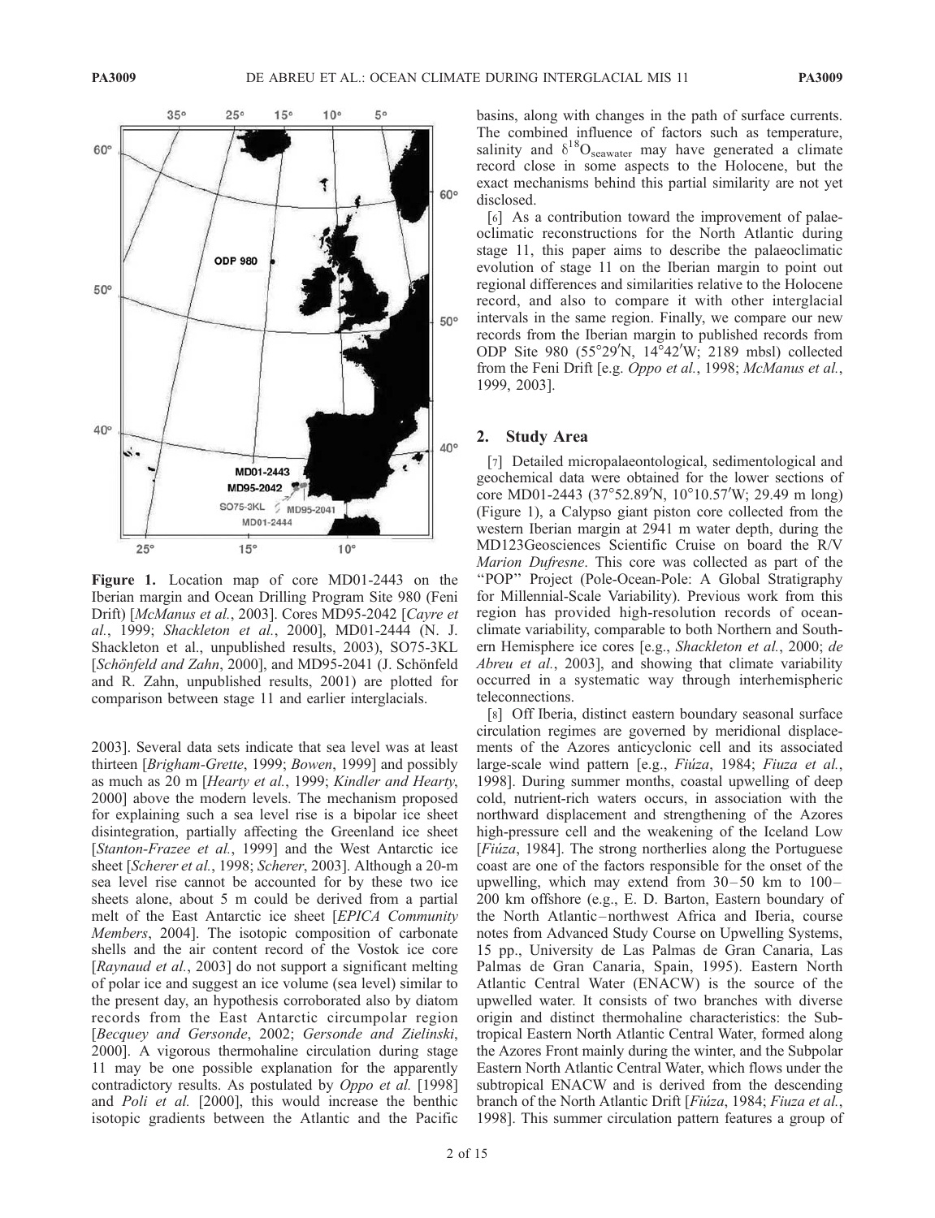Figure 1. Location map of core MD01-2443 on the Iberian margin and Ocean Drilling Program Site 980 (Feni Drift) [*McManus et al.*, 2003]. Cores MD95-2042 [*Cayre et al.*, 1999; *Shackleton et al.*, 2000], MD01-2444 (N. J. Shackleton et al., unpublished results, 2003), SO75-3KL [*Schönfeld and Zahn*, 2000], and MD95-2041 (J. Schönfeld and R. Zahn, unpublished results, 2001) are plotted for comparison between stage 11 and earlier interglacials.

2003]. Several data sets indicate that sea level was at least thirteen [*Brigham-Grette*, 1999; *Bowen*, 1999] and possibly as much as 20 m [*Hearty et al.*, 1999; *Kindler and Hearty*, 2000] above the modern levels. The mechanism proposed for explaining such a sea level rise is a bipolar ice sheet disintegration, partially affecting the Greenland ice sheet [*Stanton-Frazee et al.*, 1999] and the West Antarctic ice sheet [*Scherer et al.*, 1998; *Scherer*, 2003]. Although a 20-m sea level rise cannot be accounted for by these two ice sheets alone, about 5 m could be derived from a partial melt of the East Antarctic ice sheet [*EPICA Community Members*, 2004]. The isotopic composition of carbonate shells and the air content record of the Vostok ice core [*Raynaud et al.*, 2003] do not support a significant melting of polar ice and suggest an ice volume (sea level) similar to the present day, an hypothesis corroborated also by diatom records from the East Antarctic circumpolar region [*Becquey and Gersonde*, 2002; *Gersonde and Zielinski*, 2000]. A vigorous thermohaline circulation during stage 11 may be one possible explanation for the apparently contradictory results. As postulated by *Oppo et al.* [1998] and *Poli et al.* [2000], this would increase the benthic isotopic gradients between the Atlantic and the Pacific basins, along with changes in the path of surface currents. The combined influence of factors such as temperature, salinity and $\delta^{18}O_{seawater}$ may have generated a climate record close in some aspects to the Holocene, but the exact mechanisms behind this partial similarity are not yet disclosed.

[6] As a contribution toward the improvement of palaeoclimatic reconstructions for the North Atlantic during stage 11, this paper aims to describe the palaeoclimatic evolution of stage 11 on the Iberian margin to point out regional differences and similarities relative to the Holocene record, and also to compare it with other interglacial intervals in the same region. Finally, we compare our new records from the Iberian margin to published records from ODP Site 980 (55°29′N, 14°42′W; 2189 mbsl) collected from the Feni Drift [e.g. *Oppo et al.*, 1998; *McManus et al.*, 1999, 2003].

## 2. Study Area

[7] Detailed micropalaeontological, sedimentological and geochemical data were obtained for the lower sections of core MD01-2443 (37°52.89′N, 10°10.57′W; 29.49 m long) (Figure 1), a Calypso giant piston core collected from the western Iberian margin at 2941 m water depth, during the MD123Geosciences Scientific Cruise on board the R/V *Marion Dufresne*. This core was collected as part of the "POP" Project (Pole-Ocean-Pole: A Global Stratigraphy for Millennial-Scale Variability). Previous work from this region has provided high-resolution records of ocean-climate variability, comparable to both Northern and Southern Hemisphere ice cores [e.g., *Shackleton et al.*, 2000; *de Abreu et al.*, 2003], and showing that climate variability occurred in a systematic way through interhemispheric teleconnections.

[8] Off Iberia, distinct eastern boundary seasonal surface circulation regimes are governed by meridional displacements of the Azores anticyclonic cell and its associated large-scale wind pattern [e.g., *Fiúza*, 1984; *Fiuza et al.*, 1998]. During summer months, coastal upwelling of deep cold, nutrient-rich waters occurs, in association with the northward displacement and strengthening of the Azores high-pressure cell and the weakening of the Iceland Low [*Fiúza*, 1984]. The strong northerlies along the Portuguese coast are one of the factors responsible for the onset of the upwelling, which may extend from 30–50 km to 100–200 km offshore (e.g., E. D. Barton, Eastern boundary of the North Atlantic–northwest Africa and Iberia, course notes from Advanced Study Course on Upwelling Systems, 15 pp., University de Las Palmas de Gran Canaria, Las Palmas de Gran Canaria, Spain, 1995). Eastern North Atlantic Central Water (ENACW) is the source of the upwelled water. It consists of two branches with diverse origin and distinct thermohaline characteristics: the Subtropical Eastern North Atlantic Central Water, formed along the Azores Front mainly during the winter, and the Subpolar Eastern North Atlantic Central Water, which flows under the subtropical ENACW and is derived from the descending branch of the North Atlantic Drift [*Fiúza*, 1984; *Fiuza et al.*, 1998]. This summer circulation pattern features a group of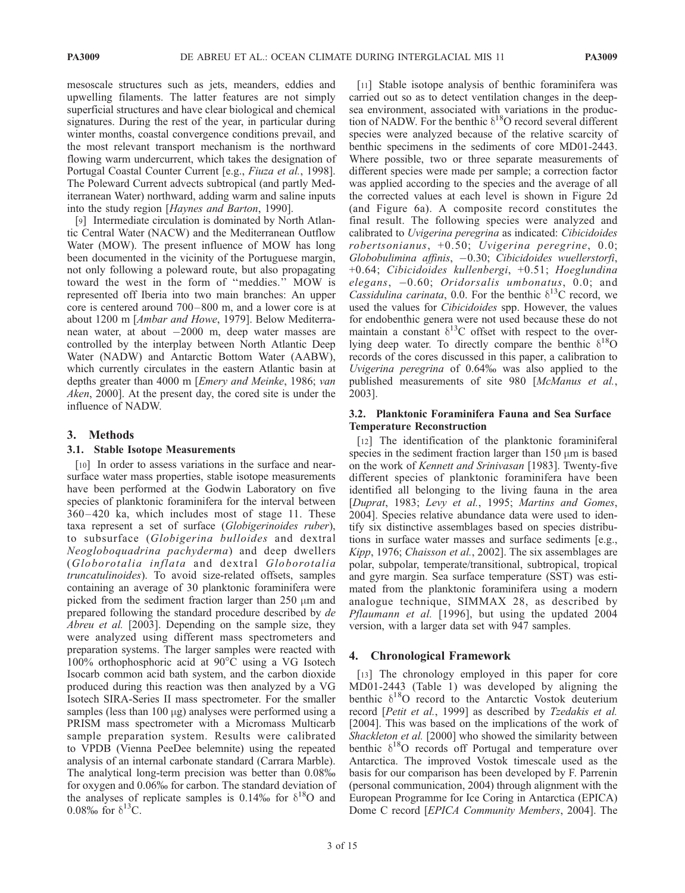mesoscale structures such as jets, meanders, eddies and upwelling filaments. The latter features are not simply superficial structures and have clear biological and chemical signatures. During the rest of the year, in particular during winter months, coastal convergence conditions prevail, and the most relevant transport mechanism is the northward flowing warm undercurrent, which takes the designation of Portugal Coastal Counter Current [e.g., *Fiuza et al.*, 1998]. The Poleward Current advects subtropical (and partly Mediterranean Water) northward, adding warm and saline inputs into the study region [*Haynes and Barton*, 1990].

[9] Intermediate circulation is dominated by North Atlantic Central Water (NACW) and the Mediterranean Outflow Water (MOW). The present influence of MOW has long been documented in the vicinity of the Portuguese margin, not only following a poleward route, but also propagating toward the west in the form of "meddies." MOW is represented off Iberia into two main branches: An upper core is centered around 700–800 m, and a lower core is at about 1200 m [*Ambar and Howe*, 1979]. Below Mediterranean water, at about −2000 m, deep water masses are controlled by the interplay between North Atlantic Deep Water (NADW) and Antarctic Bottom Water (AABW), which currently circulates in the eastern Atlantic basin at depths greater than 4000 m [*Emery and Meinke*, 1986; *van Aken*, 2000]. At the present day, the cored site is under the influence of NADW.

## 3. Methods

### 3.1. Stable Isotope Measurements

[10] In order to assess variations in the surface and near-surface water mass properties, stable isotope measurements have been performed at the Godwin Laboratory on five species of planktonic foraminifera for the interval between 360–420 ka, which includes most of stage 11. These taxa represent a set of surface (*Globigerinoides ruber*), to subsurface (*Globigerina bulloides* and dextral *Neogloboquadrina pachyderma*) and deep dwellers (*Globorotalia inflata* and dextral *Globorotalia truncatulinoides*). To avoid size-related offsets, samples containing an average of 30 planktonic foraminifera were picked from the sediment fraction larger than 250 μm and prepared following the standard procedure described by *de Abreu et al.* [2003]. Depending on the sample size, they were analyzed using different mass spectrometers and preparation systems. The larger samples were reacted with 100% orthophosphoric acid at 90°C using a VG Isotech Isocarb common acid bath system, and the carbon dioxide produced during this reaction was then analyzed by a VG Isotech SIRA-Series II mass spectrometer. For the smaller samples (less than 100 μg) analyses were performed using a PRISM mass spectrometer with a Micromass Multicarb sample preparation system. Results were calibrated to VPDB (Vienna PeeDee belemnite) using the repeated analysis of an internal carbonate standard (Carrara Marble). The analytical long-term precision was better than 0.08‰ for oxygen and 0.06‰ for carbon. The standard deviation of the analyses of replicate samples is 0.14‰ for $\delta^{18}O$ and 0.08‰ for $\delta^{13}C$.

[11] Stable isotope analysis of benthic foraminifera was carried out so as to detect ventilation changes in the deep-sea environment, associated with variations in the production of NADW. For the benthic $\delta^{18}O$ record several different species were analyzed because of the relative scarcity of benthic specimens in the sediments of core MD01-2443. Where possible, two or three separate measurements of different species were made per sample; a correction factor was applied according to the species and the average of all the corrected values at each level is shown in Figure 2d (and Figure 6a). A composite record constitutes the final result. The following species were analyzed and calibrated to *Uvigerina peregrina* as indicated: *Cibicidoides robertsonianus*, +0.50; *Uvigerina peregrine*, 0.0; *Globobulimina affinis*, −0.30; *Cibicidoides wuellerstorfi*, +0.64; *Cibicidoides kullenbergi*, +0.51; *Hoeglundina elegans*, −0.60; *Oridorsalis umbonatus*, 0.0; and *Cassidulina carinata*, 0.0. For the benthic $\delta^{13}C$ record, we used the values for *Cibicidoides* spp. However, the values for endobenthic genera were not used because these do not maintain a constant $\delta^{13}C$ offset with respect to the overlying deep water. To directly compare the benthic $\delta^{18}O$ records of the cores discussed in this paper, a calibration to *Uvigerina peregrina* of 0.64‰ was also applied to the published measurements of site 980 [*McManus et al.*, 2003].

### 3.2. Planktonic Foraminifera Fauna and Sea Surface Temperature Reconstruction

[12] The identification of the planktonic foraminiferal species in the sediment fraction larger than 150 μm is based on the work of *Kennett and Srinivasan* [1983]. Twenty-five different species of planktonic foraminifera have been identified all belonging to the living fauna in the area [*Duprat*, 1983; *Levy et al.*, 1995; *Martins and Gomes*, 2004]. Species relative abundance data were used to identify six distinctive assemblages based on species distributions in surface water masses and surface sediments [e.g., *Kipp*, 1976; *Chaisson et al.*, 2002]. The six assemblages are polar, subpolar, temperate/transitional, subtropical, tropical and gyre margin. Sea surface temperature (SST) was estimated from the planktonic foraminifera using a modern analogue technique, SIMMAX 28, as described by *Pflaumann et al.* [1996], but using the updated 2004 version, with a larger data set with 947 samples.

## 4. Chronological Framework

[13] The chronology employed in this paper for core MD01-2443 (Table 1) was developed by aligning the benthic $\delta^{18}O$ record to the Antarctic Vostok deuterium record [*Petit et al.*, 1999] as described by *Tzedakis et al.* [2004]. This was based on the implications of the work of *Shackleton et al.* [2000] who showed the similarity between benthic $\delta^{18}O$ records off Portugal and temperature over Antarctica. The improved Vostok timescale used as the basis for our comparison has been developed by F. Parrenin (personal communication, 2004) through alignment with the European Programme for Ice Coring in Antarctica (EPICA) Dome C record [*EPICA Community Members*, 2004]. The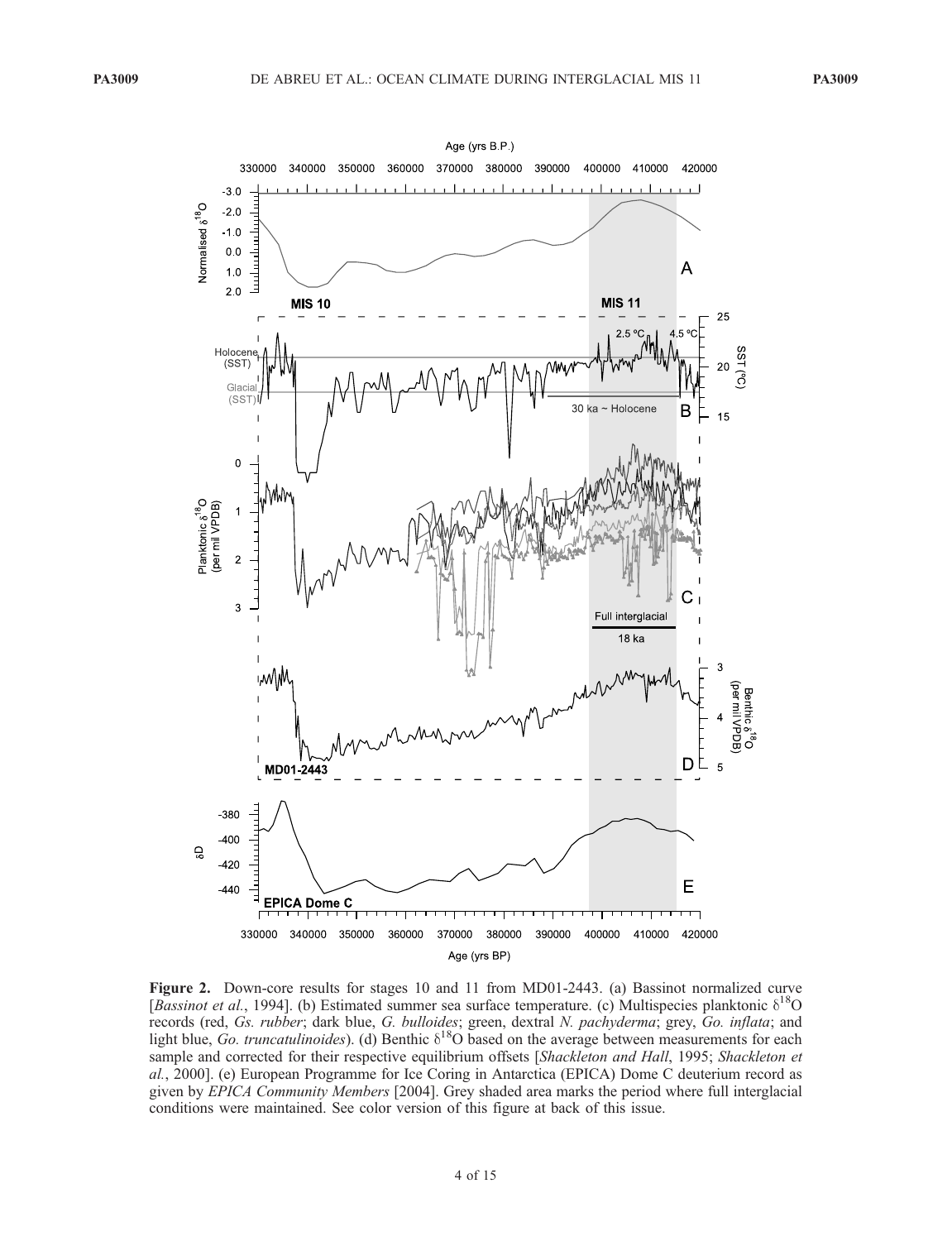**Figure 2.** Down-core results for stages 10 and 11 from MD01-2443. (a) Bassinot normalized curve [*Bassinot et al.*, 1994]. (b) Estimated summer sea surface temperature. (c) Multispecies planktonic $\delta^{18}O$ records (red, *Gs. rubber*; dark blue, *G. bulloides*; green, dextral *N. pachyderma*; grey, *Go. inflata*; and light blue, *Go. truncatulinoides*). (d) Benthic $\delta^{18}O$ based on the average between measurements for each sample and corrected for their respective equilibrium offsets [*Shackleton and Hall*, 1995; *Shackleton et al.*, 2000]. (e) European Programme for Ice Coring in Antarctica (EPICA) Dome C deuterium record as given by *EPICA Community Members* [2004]. Grey shaded area marks the period where full interglacial conditions were maintained. See color version of this figure at back of this issue.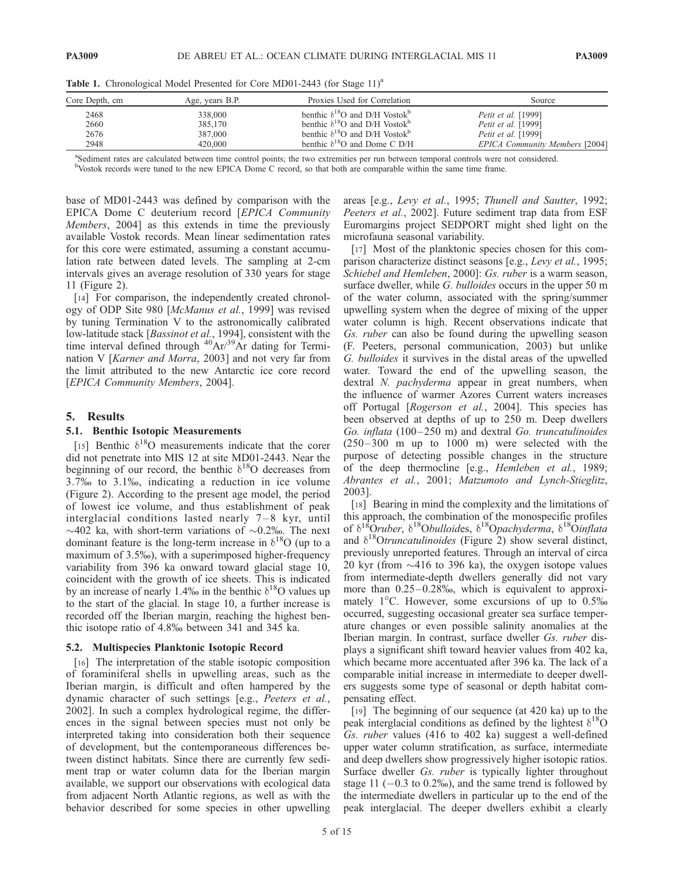**Table 1.** Chronological Model Presented for Core MD01-2443 (for Stage 11)[a]

| Core Depth, cm | Age, years B.P. | Proxies Used for Correlation | Source |
|---|---|---|---|
| 2468 | 338,000 | benthic $\delta^{18}O$ and D/H Vostok[b] | *Petit et al.* [1999] |
| 2660 | 385,170 | benthic $\delta^{18}O$ and D/H Vostok[b] | *Petit et al.* [1999] |
| 2676 | 387,000 | benthic $\delta^{18}O$ and D/H Vostok[b] | *Petit et al.* [1999] |
| 2948 | 420,000 | benthic $\delta^{18}O$ and Dome C D/H | *EPICA Community Members* [2004] |

[a]Sediment rates are calculated between time control points; the two extremities per run between temporal controls were not considered.
[b]Vostok records were tuned to the new EPICA Dome C record, so that both are comparable within the same time frame.

base of MD01-2443 was defined by comparison with the EPICA Dome C deuterium record [*EPICA Community Members*, 2004] as this extends in time the previously available Vostok records. Mean linear sedimentation rates for this core were estimated, assuming a constant accumulation rate between dated levels. The sampling at 2-cm intervals gives an average resolution of 330 years for stage 11 (Figure 2).

[14] For comparison, the independently created chronology of ODP Site 980 [*McManus et al.*, 1999] was revised by tuning Termination V to the astronomically calibrated low-latitude stack [*Bassinot et al.*, 1994], consistent with the time interval defined through $^{40}Ar/^{39}Ar$ dating for Termination V [*Karner and Morra*, 2003] and not very far from the limit attributed to the new Antarctic ice core record [*EPICA Community Members*, 2004].

## 5. Results

### 5.1. Benthic Isotopic Measurements

[15] Benthic $\delta^{18}O$ measurements indicate that the corer did not penetrate into MIS 12 at site MD01-2443. Near the beginning of our record, the benthic $\delta^{18}O$ decreases from 3.7‰ to 3.1‰, indicating a reduction in ice volume (Figure 2). According to the present age model, the period of lowest ice volume, and thus establishment of peak interglacial conditions lasted nearly 7–8 kyr, until ~402 ka, with short-term variations of ~0.2‰. The next dominant feature is the long-term increase in $\delta^{18}O$ (up to a maximum of 3.5‰), with a superimposed higher-frequency variability from 396 ka onward toward glacial stage 10, coincident with the growth of ice sheets. This is indicated by an increase of nearly 1.4‰ in the benthic $\delta^{18}O$ values up to the start of the glacial. In stage 10, a further increase is recorded off the Iberian margin, reaching the highest benthic isotope ratio of 4.8‰ between 341 and 345 ka.

### 5.2. Multispecies Planktonic Isotopic Record

[16] The interpretation of the stable isotopic composition of foraminiferal shells in upwelling areas, such as the Iberian margin, is difficult and often hampered by the dynamic character of such settings [e.g., *Peeters et al.*, 2002]. In such a complex hydrological regime, the differences in the signal between species must not only be interpreted taking into consideration both their sequence of development, but the contemporaneous differences between distinct habitats. Since there are currently few sediment trap or water column data for the Iberian margin available, we support our observations with ecological data from adjacent North Atlantic regions, as well as with the behavior described for some species in other upwelling areas [e.g., *Levy et al.*, 1995; *Thunell and Sautter*, 1992; *Peeters et al.*, 2002]. Future sediment trap data from ESF Euromargins project SEDPORT might shed light on the microfauna seasonal variability.

[17] Most of the planktonic species chosen for this comparison characterize distinct seasons [e.g., *Levy et al.*, 1995; *Schiebel and Hemleben*, 2000]: *Gs. ruber* is a warm season, surface dweller, while *G. bulloides* occurs in the upper 50 m of the water column, associated with the spring/summer upwelling system when the degree of mixing of the upper water column is high. Recent observations indicate that *Gs. ruber* can also be found during the upwelling season (F. Peeters, personal communication, 2003) but unlike *G. bulloides* it survives in the distal areas of the upwelled water. Toward the end of the upwelling season, the dextral *N. pachyderma* appear in great numbers, when the influence of warmer Azores Current waters increases off Portugal [*Rogerson et al.*, 2004]. This species has been observed at depths of up to 250 m. Deep dwellers *Go. inflata* (100–250 m) and dextral *Go. truncatulinoides* (250–300 m up to 1000 m) were selected with the purpose of detecting possible changes in the structure of the deep thermocline [e.g., *Hemleben et al.*, 1989; *Abrantes et al.*, 2001; *Matzumoto and Lynch-Stieglitz*, 2003].

[18] Bearing in mind the complexity and the limitations of this approach, the combination of the monospecific profiles of $\delta^{18}O$*ruber*, $\delta^{18}O$*bulloides*, $\delta^{18}O$*pachyderma*, $\delta^{18}O$*inflata* and $\delta^{18}O$*truncatulinoides* (Figure 2) show several distinct, previously unreported features. Through an interval of circa 20 kyr (from ~416 to 396 ka), the oxygen isotope values from intermediate-depth dwellers generally did not vary more than 0.25–0.28‰, which is equivalent to approximately 1°C. However, some excursions of up to 0.5‰ occurred, suggesting occasional greater sea surface temperature changes or even possible salinity anomalies at the Iberian margin. In contrast, surface dweller *Gs. ruber* displays a significant shift toward heavier values from 402 ka, which became more accentuated after 396 ka. The lack of a comparable initial increase in intermediate to deeper dwellers suggests some type of seasonal or depth habitat compensating effect.

[19] The beginning of our sequence (at 420 ka) up to the peak interglacial conditions as defined by the lightest $\delta^{18}O$ *Gs. ruber* values (416 to 402 ka) suggest a well-defined upper water column stratification, as surface, intermediate and deep dwellers show progressively higher isotopic ratios. Surface dweller *Gs. ruber* is typically lighter throughout stage 11 (−0.3 to 0.2‰), and the same trend is followed by the intermediate dwellers in particular up to the end of the peak interglacial. The deeper dwellers exhibit a clearly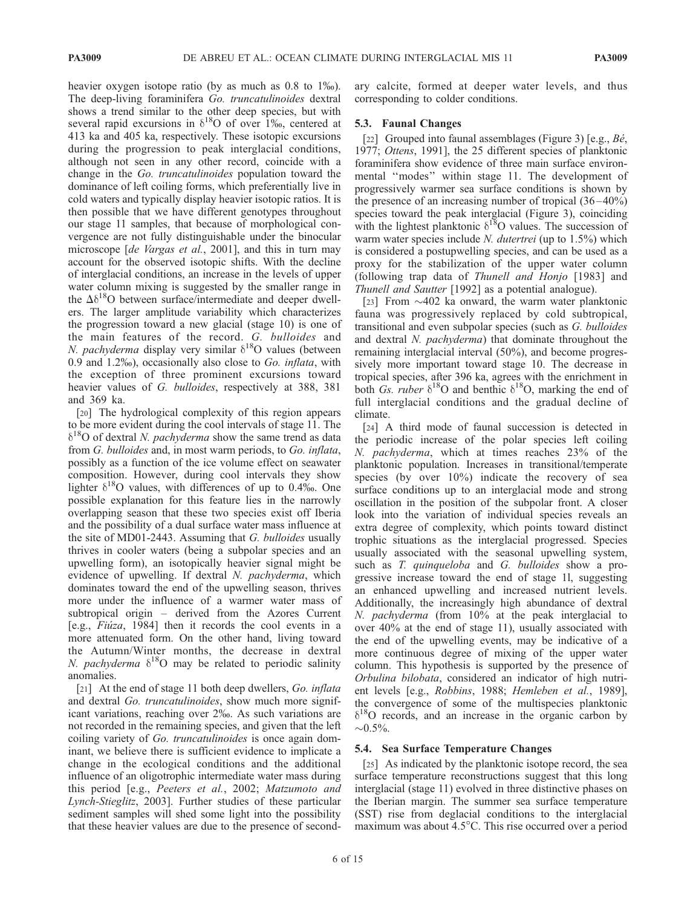heavier oxygen isotope ratio (by as much as 0.8 to 1‰). The deep-living foraminifera *Go. truncatulinoides* dextral shows a trend similar to the other deep species, but with several rapid excursions in $\delta^{18}O$ of over 1‰, centered at 413 ka and 405 ka, respectively. These isotopic excursions during the progression to peak interglacial conditions, although not seen in any other record, coincide with a change in the *Go. truncatulinoides* population toward the dominance of left coiling forms, which preferentially live in cold waters and typically display heavier isotopic ratios. It is then possible that we have different genotypes throughout our stage 11 samples, that because of morphological convergence are not fully distinguishable under the binocular microscope [*de Vargas et al.*, 2001], and this in turn may account for the observed isotopic shifts. With the decline of interglacial conditions, an increase in the levels of upper water column mixing is suggested by the smaller range in the $\Delta\delta^{18}O$ between surface/intermediate and deeper dwellers. The larger amplitude variability which characterizes the progression toward a new glacial (stage 10) is one of the main features of the record. *G. bulloides* and *N. pachyderma* display very similar $\delta^{18}O$ values (between 0.9 and 1.2‰), occasionally also close to *Go. inflata*, with the exception of three prominent excursions toward heavier values of *G. bulloides*, respectively at 388, 381 and 369 ka.

[20] The hydrological complexity of this region appears to be more evident during the cool intervals of stage 11. The $\delta^{18}O$ of dextral *N. pachyderma* show the same trend as data from *G. bulloides* and, in most warm periods, to *Go. inflata*, possibly as a function of the ice volume effect on seawater composition. However, during cool intervals they show lighter $\delta^{18}O$ values, with differences of up to 0.4‰. One possible explanation for this feature lies in the narrowly overlapping season that these two species exist off Iberia and the possibility of a dual surface water mass influence at the site of MD01-2443. Assuming that *G. bulloides* usually thrives in cooler waters (being a subpolar species and an upwelling form), an isotopically heavier signal might be evidence of upwelling. If dextral *N. pachyderma*, which dominates toward the end of the upwelling season, thrives more under the influence of a warmer water mass of subtropical origin – derived from the Azores Current [e.g., *Fiúza*, 1984] then it records the cool events in a more attenuated form. On the other hand, living toward the Autumn/Winter months, the decrease in dextral *N. pachyderma* $\delta^{18}O$ may be related to periodic salinity anomalies.

[21] At the end of stage 11 both deep dwellers, *Go. inflata* and dextral *Go. truncatulinoides*, show much more significant variations, reaching over 2‰. As such variations are not recorded in the remaining species, and given that the left coiling variety of *Go. truncatulinoides* is once again dominant, we believe there is sufficient evidence to implicate a change in the ecological conditions and the additional influence of an oligotrophic intermediate water mass during this period [e.g., *Peeters et al.*, 2002; *Matzumoto and Lynch-Stieglitz*, 2003]. Further studies of these particular sediment samples will shed some light into the possibility that these heavier values are due to the presence of secondary calcite, formed at deeper water levels, and thus corresponding to colder conditions.

### 5.3. Faunal Changes

[22] Grouped into faunal assemblages (Figure 3) [e.g., *Bé*, 1977; *Ottens*, 1991], the 25 different species of planktonic foraminifera show evidence of three main surface environmental "modes" within stage 11. The development of progressively warmer sea surface conditions is shown by the presence of an increasing number of tropical (36–40%) species toward the peak interglacial (Figure 3), coinciding with the lightest planktonic $\delta^{18}O$ values. The succession of warm water species include *N. dutertrei* (up to 1.5%) which is considered a postupwelling species, and can be used as a proxy for the stabilization of the upper water column (following trap data of *Thunell and Honjo* [1983] and *Thunell and Sautter* [1992] as a potential analogue).

[23] From ~402 ka onward, the warm water planktonic fauna was progressively replaced by cold subtropical, transitional and even subpolar species (such as *G. bulloides* and dextral *N. pachyderma*) that dominate throughout the remaining interglacial interval (50%), and become progressively more important toward stage 10. The decrease in tropical species, after 396 ka, agrees with the enrichment in both *Gs. ruber* $\delta^{18}O$ and benthic $\delta^{18}O$, marking the end of full interglacial conditions and the gradual decline of climate.

[24] A third mode of faunal succession is detected in the periodic increase of the polar species left coiling *N. pachyderma*, which at times reaches 23% of the planktonic population. Increases in transitional/temperate species (by over 10%) indicate the recovery of sea surface conditions up to an interglacial mode and strong oscillation in the position of the subpolar front. A closer look into the variation of individual species reveals an extra degree of complexity, which points toward distinct trophic situations as the interglacial progressed. Species usually associated with the seasonal upwelling system, such as *T. quinqueloba* and *G. bulloides* show a progressive increase toward the end of stage 1l, suggesting an enhanced upwelling and increased nutrient levels. Additionally, the increasingly high abundance of dextral *N. pachyderma* (from 10% at the peak interglacial to over 40% at the end of stage 11), usually associated with the end of the upwelling events, may be indicative of a more continuous degree of mixing of the upper water column. This hypothesis is supported by the presence of *Orbulina bilobata*, considered an indicator of high nutrient levels [e.g., *Robbins*, 1988; *Hemleben et al.*, 1989], the convergence of some of the multispecies planktonic $\delta^{18}O$ records, and an increase in the organic carbon by ~0.5%.

### 5.4. Sea Surface Temperature Changes

[25] As indicated by the planktonic isotope record, the sea surface temperature reconstructions suggest that this long interglacial (stage 11) evolved in three distinctive phases on the Iberian margin. The summer sea surface temperature (SST) rise from deglacial conditions to the interglacial maximum was about 4.5°C. This rise occurred over a period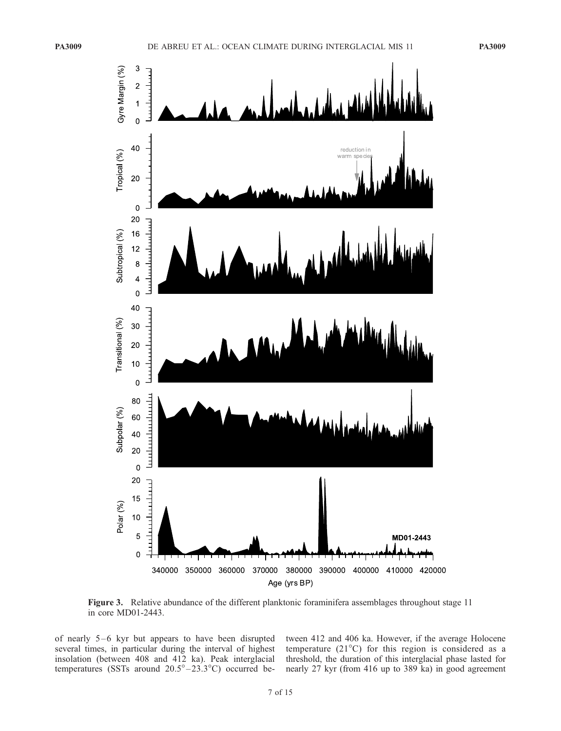**Figure 3.** Relative abundance of the different planktonic foraminifera assemblages throughout stage 11 in core MD01-2443.

of nearly 5–6 kyr but appears to have been disrupted several times, in particular during the interval of highest insolation (between 408 and 412 ka). Peak interglacial temperatures (SSTs around 20.5°–23.3°C) occurred between 412 and 406 ka. However, if the average Holocene temperature (21°C) for this region is considered as a threshold, the duration of this interglacial phase lasted for nearly 27 kyr (from 416 up to 389 ka) in good agreement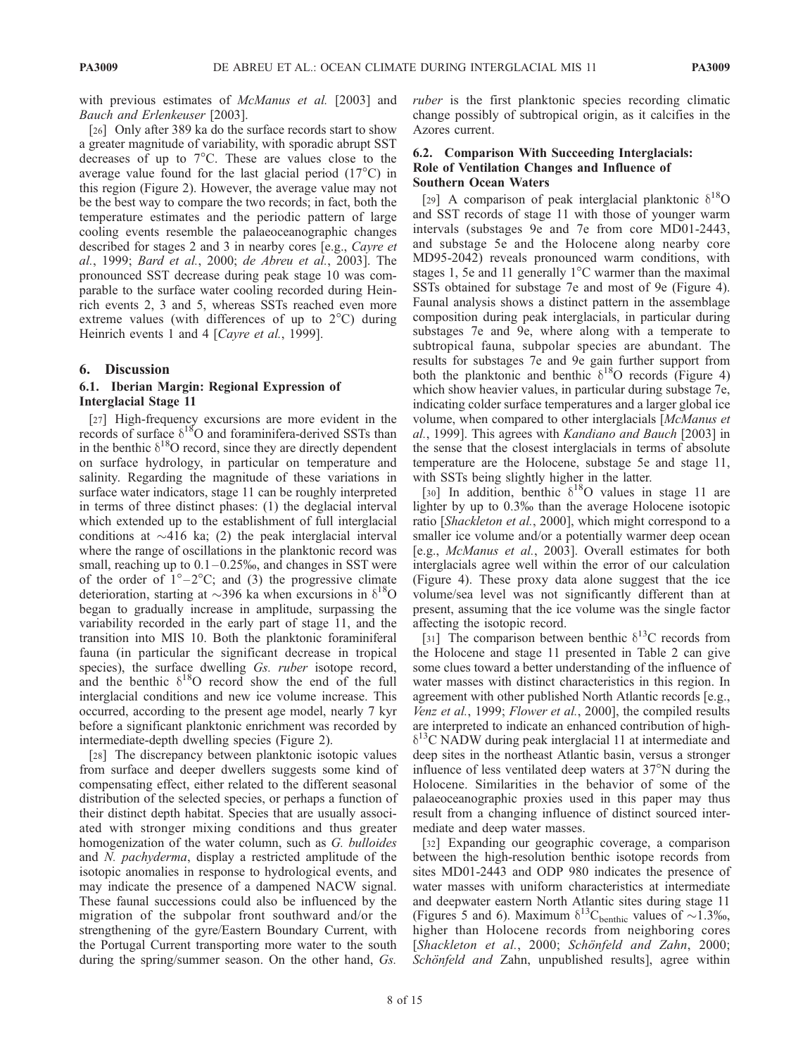with previous estimates of *McManus et al.* [2003] and *Bauch and Erlenkeuser* [2003].

[26] Only after 389 ka do the surface records start to show a greater magnitude of variability, with sporadic abrupt SST decreases of up to 7°C. These are values close to the average value found for the last glacial period (17°C) in this region (Figure 2). However, the average value may not be the best way to compare the two records; in fact, both the temperature estimates and the periodic pattern of large cooling events resemble the palaeoceanographic changes described for stages 2 and 3 in nearby cores [e.g., *Cayre et al.*, 1999; *Bard et al.*, 2000; *de Abreu et al.*, 2003]. The pronounced SST decrease during peak stage 10 was comparable to the surface water cooling recorded during Heinrich events 2, 3 and 5, whereas SSTs reached even more extreme values (with differences of up to 2°C) during Heinrich events 1 and 4 [*Cayre et al.*, 1999].

## 6. Discussion

### 6.1. Iberian Margin: Regional Expression of Interglacial Stage 11

[27] High-frequency excursions are more evident in the records of surface $\delta^{18}O$ and foraminifera-derived SSTs than in the benthic $\delta^{18}O$ record, since they are directly dependent on surface hydrology, in particular on temperature and salinity. Regarding the magnitude of these variations in surface water indicators, stage 11 can be roughly interpreted in terms of three distinct phases: (1) the deglacial interval which extended up to the establishment of full interglacial conditions at ~416 ka; (2) the peak interglacial interval where the range of oscillations in the planktonic record was small, reaching up to 0.1–0.25‰, and changes in SST were of the order of 1°–2°C; and (3) the progressive climate deterioration, starting at ~396 ka when excursions in $\delta^{18}O$ began to gradually increase in amplitude, surpassing the variability recorded in the early part of stage 11, and the transition into MIS 10. Both the planktonic foraminiferal fauna (in particular the significant decrease in tropical species), the surface dwelling *Gs. ruber* isotope record, and the benthic $\delta^{18}O$ record show the end of the full interglacial conditions and new ice volume increase. This occurred, according to the present age model, nearly 7 kyr before a significant planktonic enrichment was recorded by intermediate-depth dwelling species (Figure 2).

[28] The discrepancy between planktonic isotopic values from surface and deeper dwellers suggests some kind of compensating effect, either related to the different seasonal distribution of the selected species, or perhaps a function of their distinct depth habitat. Species that are usually associated with stronger mixing conditions and thus greater homogenization of the water column, such as *G. bulloides* and *N. pachyderma*, display a restricted amplitude of the isotopic anomalies in response to hydrological events, and may indicate the presence of a dampened NACW signal. These faunal successions could also be influenced by the migration of the subpolar front southward and/or the strengthening of the gyre/Eastern Boundary Current, with the Portugal Current transporting more water to the south during the spring/summer season. On the other hand, *Gs. ruber* is the first planktonic species recording climatic change possibly of subtropical origin, as it calcifies in the Azores current.

### 6.2. Comparison With Succeeding Interglacials: Role of Ventilation Changes and Influence of Southern Ocean Waters

[29] A comparison of peak interglacial planktonic $\delta^{18}O$ and SST records of stage 11 with those of younger warm intervals (substages 9e and 7e from core MD01-2443, and substage 5e and the Holocene along nearby core MD95-2042) reveals pronounced warm conditions, with stages 1, 5e and 11 generally 1°C warmer than the maximal SSTs obtained for substage 7e and most of 9e (Figure 4). Faunal analysis shows a distinct pattern in the assemblage composition during peak interglacials, in particular during substages 7e and 9e, where along with a temperate to subtropical fauna, subpolar species are abundant. The results for substages 7e and 9e gain further support from both the planktonic and benthic $\delta^{18}O$ records (Figure 4) which show heavier values, in particular during substage 7e, indicating colder surface temperatures and a larger global ice volume, when compared to other interglacials [*McManus et al.*, 1999]. This agrees with *Kandiano and Bauch* [2003] in the sense that the closest interglacials in terms of absolute temperature are the Holocene, substage 5e and stage 11, with SSTs being slightly higher in the latter.

[30] In addition, benthic $\delta^{18}O$ values in stage 11 are lighter by up to 0.3‰ than the average Holocene isotopic ratio [*Shackleton et al.*, 2000], which might correspond to a smaller ice volume and/or a potentially warmer deep ocean [e.g., *McManus et al.*, 2003]. Overall estimates for both interglacials agree well within the error of our calculation (Figure 4). These proxy data alone suggest that the ice volume/sea level was not significantly different than at present, assuming that the ice volume was the single factor affecting the isotopic record.

[31] The comparison between benthic $\delta^{13}C$ records from the Holocene and stage 11 presented in Table 2 can give some clues toward a better understanding of the influence of water masses with distinct characteristics in this region. In agreement with other published North Atlantic records [e.g., *Venz et al.*, 1999; *Flower et al.*, 2000], the compiled results are interpreted to indicate an enhanced contribution of high-$\delta^{13}C$ NADW during peak interglacial 11 at intermediate and deep sites in the northeast Atlantic basin, versus a stronger influence of less ventilated deep waters at 37°N during the Holocene. Similarities in the behavior of some of the palaeoceanographic proxies used in this paper may thus result from a changing influence of distinct sourced intermediate and deep water masses.

[32] Expanding our geographic coverage, a comparison between the high-resolution benthic isotope records from sites MD01-2443 and ODP 980 indicates the presence of water masses with uniform characteristics at intermediate and deepwater eastern North Atlantic sites during stage 11 (Figures 5 and 6). Maximum $\delta^{13}C_{benthic}$ values of ~1.3‰, higher than Holocene records from neighboring cores [*Shackleton et al.*, 2000; *Schönfeld and Zahn*, 2000; *Schönfeld and* Zahn, unpublished results], agree within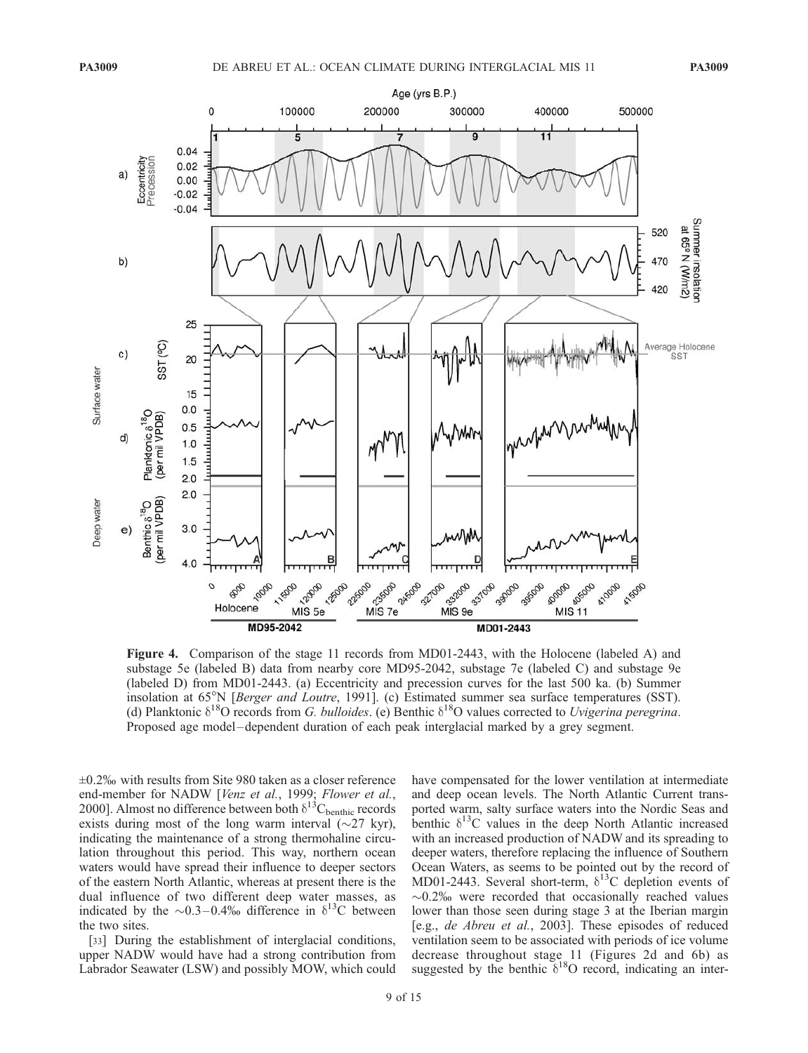**Figure 4.** Comparison of the stage 11 records from MD01-2443, with the Holocene (labeled A) and substage 5e (labeled B) data from nearby core MD95-2042, substage 7e (labeled C) and substage 9e (labeled D) from MD01-2443. (a) Eccentricity and precession curves for the last 500 ka. (b) Summer insolation at 65°N [*Berger and Loutre*, 1991]. (c) Estimated summer sea surface temperatures (SST). (d) Planktonic $\delta^{18}O$ records from *G. bulloides*. (e) Benthic $\delta^{18}O$ values corrected to *Uvigerina peregrina*. Proposed age model–dependent duration of each peak interglacial marked by a grey segment.

±0.2‰ with results from Site 980 taken as a closer reference end-member for NADW [*Venz et al.*, 1999; *Flower et al.*, 2000]. Almost no difference between both $\delta^{13}C_{benthic}$ records exists during most of the long warm interval (~27 kyr), indicating the maintenance of a strong thermohaline circulation throughout this period. This way, northern ocean waters would have spread their influence to deeper sectors of the eastern North Atlantic, whereas at present there is the dual influence of two different deep water masses, as indicated by the ~0.3–0.4‰ difference in $\delta^{13}C$ between the two sites.

[33] During the establishment of interglacial conditions, upper NADW would have had a strong contribution from Labrador Seawater (LSW) and possibly MOW, which could have compensated for the lower ventilation at intermediate and deep ocean levels. The North Atlantic Current transported warm, salty surface waters into the Nordic Seas and benthic $\delta^{13}C$ values in the deep North Atlantic increased with an increased production of NADW and its spreading to deeper waters, therefore replacing the influence of Southern Ocean Waters, as seems to be pointed out by the record of MD01-2443. Several short-term, $\delta^{13}C$ depletion events of ~0.2‰ were recorded that occasionally reached values lower than those seen during stage 3 at the Iberian margin [e.g., *de Abreu et al.*, 2003]. These episodes of reduced ventilation seem to be associated with periods of ice volume decrease throughout stage 11 (Figures 2d and 6b) as suggested by the benthic $\delta^{18}O$ record, indicating an inter-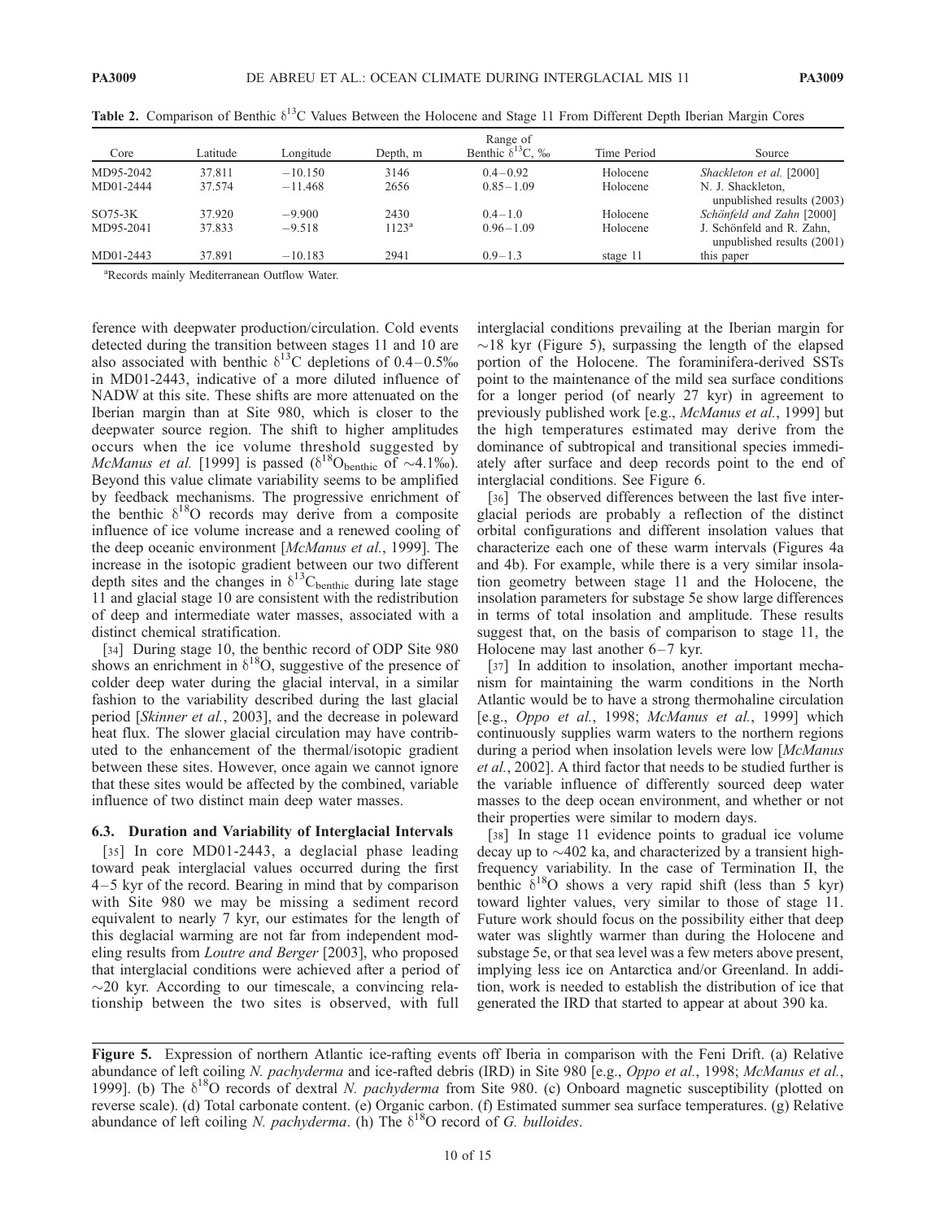**Table 2.** Comparison of Benthic $\delta^{13}C$ Values Between the Holocene and Stage 11 From Different Depth Iberian Margin Cores

| Core | Latitude | Longitude | Depth, m | Range of Benthic $\delta^{13}C$, ‰ | Time Period | Source |
|---|---|---|---|---|---|---|
| MD95-2042 | 37.811 | −10.150 | 3146 | 0.4 – 0.92 | Holocene | *Shackleton et al.* [2000] |
| MD01-2444 | 37.574 | −11.468 | 2656 | 0.85 – 1.09 | Holocene | N. J. Shackleton, unpublished results (2003) |
| SO75-3K | 37.920 | −9.900 | 2430 | 0.4 – 1.0 | Holocene | *Schönfeld and Zahn* [2000] |
| MD95-2041 | 37.833 | −9.518 | 1123[a] | 0.96 – 1.09 | Holocene | J. Schönfeld and R. Zahn, unpublished results (2001) |
| MD01-2443 | 37.891 | −10.183 | 2941 | 0.9 – 1.3 | stage 11 | this paper |

[a]Records mainly Mediterranean Outflow Water.

ference with deepwater production/circulation. Cold events detected during the transition between stages 11 and 10 are also associated with benthic $\delta^{13}C$ depletions of 0.4 – 0.5‰ in MD01-2443, indicative of a more diluted influence of NADW at this site. These shifts are more attenuated on the Iberian margin than at Site 980, which is closer to the deepwater source region. The shift to higher amplitudes occurs when the ice volume threshold suggested by *McManus et al.* [1999] is passed ($\delta^{18}O_{benthic}$ of ~4.1‰). Beyond this value climate variability seems to be amplified by feedback mechanisms. The progressive enrichment of the benthic $\delta^{18}O$ records may derive from a composite influence of ice volume increase and a renewed cooling of the deep oceanic environment [*McManus et al.*, 1999]. The increase in the isotopic gradient between our two different depth sites and the changes in $\delta^{13}C_{benthic}$ during late stage 11 and glacial stage 10 are consistent with the redistribution of deep and intermediate water masses, associated with a distinct chemical stratification.

[34] During stage 10, the benthic record of ODP Site 980 shows an enrichment in $\delta^{18}O$, suggestive of the presence of colder deep water during the glacial interval, in a similar fashion to the variability described during the last glacial period [*Skinner et al.*, 2003], and the decrease in poleward heat flux. The slower glacial circulation may have contributed to the enhancement of the thermal/isotopic gradient between these sites. However, once again we cannot ignore that these sites would be affected by the combined, variable influence of two distinct main deep water masses.

### 6.3. Duration and Variability of Interglacial Intervals

[35] In core MD01-2443, a deglacial phase leading toward peak interglacial values occurred during the first 4 – 5 kyr of the record. Bearing in mind that by comparison with Site 980 we may be missing a sediment record equivalent to nearly 7 kyr, our estimates for the length of this deglacial warming are not far from independent modeling results from *Loutre and Berger* [2003], who proposed that interglacial conditions were achieved after a period of ~20 kyr. According to our timescale, a convincing relationship between the two sites is observed, with full interglacial conditions prevailing at the Iberian margin for ~18 kyr (Figure 5), surpassing the length of the elapsed portion of the Holocene. The foraminifera-derived SSTs point to the maintenance of the mild sea surface conditions for a longer period (of nearly 27 kyr) in agreement to previously published work [e.g., *McManus et al.*, 1999] but the high temperatures estimated may derive from the dominance of subtropical and transitional species immediately after surface and deep records point to the end of interglacial conditions. See Figure 6.

[36] The observed differences between the last five interglacial periods are probably a reflection of the distinct orbital configurations and different insolation values that characterize each one of these warm intervals (Figures 4a and 4b). For example, while there is a very similar insolation geometry between stage 11 and the Holocene, the insolation parameters for substage 5e show large differences in terms of total insolation and amplitude. These results suggest that, on the basis of comparison to stage 11, the Holocene may last another 6 – 7 kyr.

[37] In addition to insolation, another important mechanism for maintaining the warm conditions in the North Atlantic would be to have a strong thermohaline circulation [e.g., *Oppo et al.*, 1998; *McManus et al.*, 1999] which continuously supplies warm waters to the northern regions during a period when insolation levels were low [*McManus et al.*, 2002]. A third factor that needs to be studied further is the variable influence of differently sourced deep water masses to the deep ocean environment, and whether or not their properties were similar to modern days.

[38] In stage 11 evidence points to gradual ice volume decay up to ~402 ka, and characterized by a transient high-frequency variability. In the case of Termination II, the benthic $\delta^{18}O$ shows a very rapid shift (less than 5 kyr) toward lighter values, very similar to those of stage 11. Future work should focus on the possibility either that deep water was slightly warmer than during the Holocene and substage 5e, or that sea level was a few meters above present, implying less ice on Antarctica and/or Greenland. In addition, work is needed to establish the distribution of ice that generated the IRD that started to appear at about 390 ka.

**Figure 5.** Expression of northern Atlantic ice-rafting events off Iberia in comparison with the Feni Drift. (a) Relative abundance of left coiling *N. pachyderma* and ice-rafted debris (IRD) in Site 980 [e.g., *Oppo et al.*, 1998; *McManus et al.*, 1999]. (b) The $\delta^{18}O$ records of dextral *N. pachyderma* from Site 980. (c) Onboard magnetic susceptibility (plotted on reverse scale). (d) Total carbonate content. (e) Organic carbon. (f) Estimated summer sea surface temperatures. (g) Relative abundance of left coiling *N. pachyderma*. (h) The $\delta^{18}O$ record of *G. bulloides*.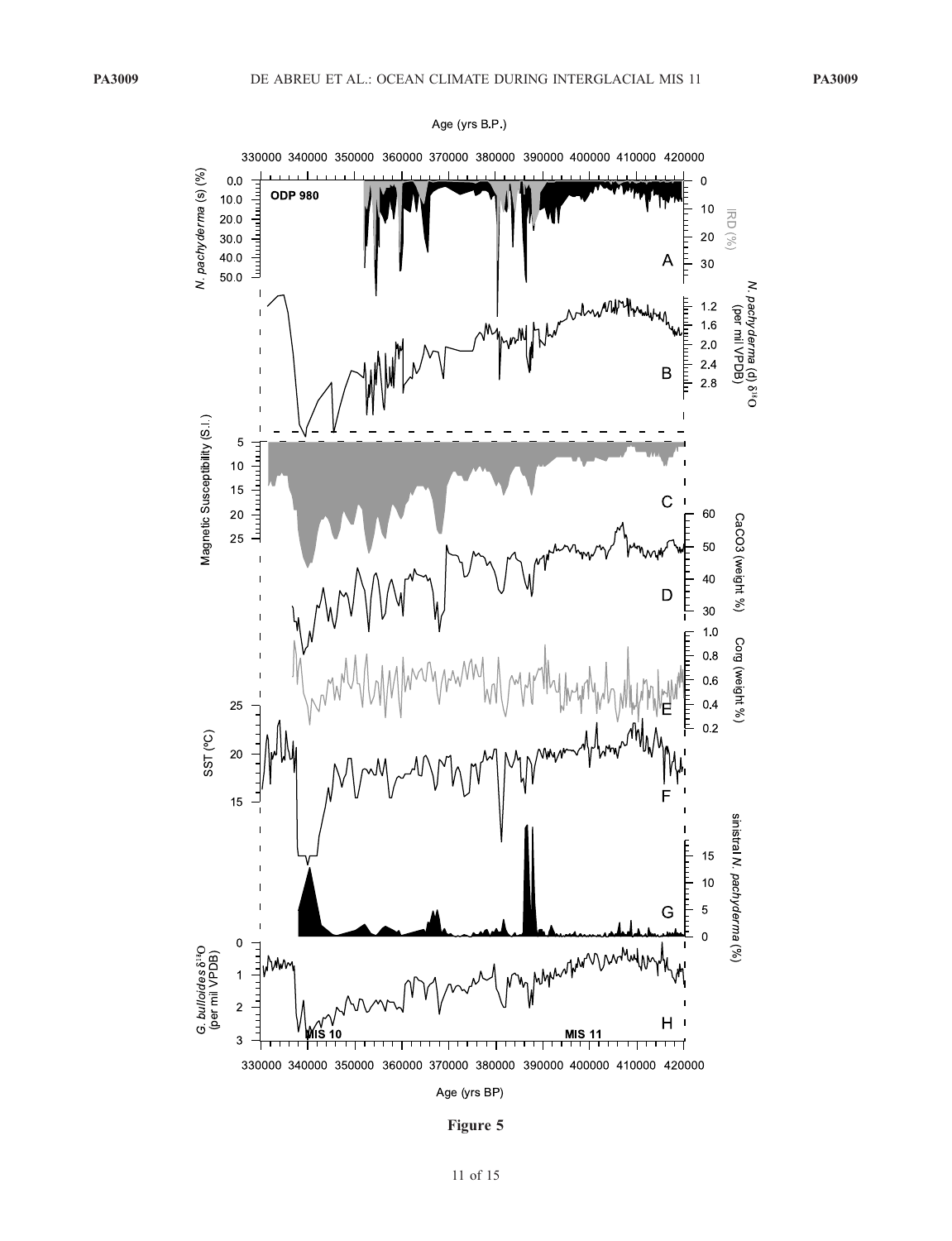Figure 5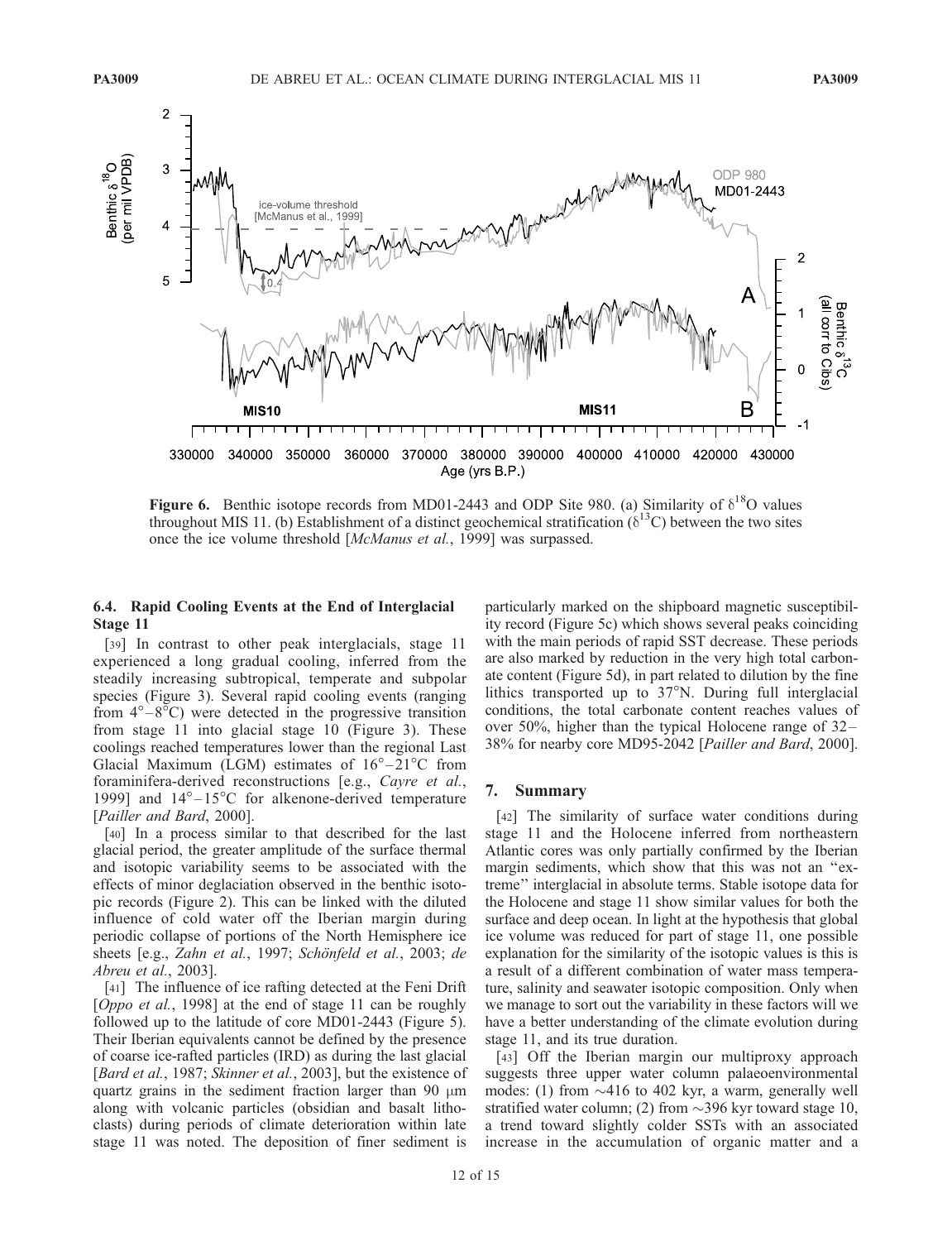**Figure 6.** Benthic isotope records from MD01-2443 and ODP Site 980. (a) Similarity of $\delta^{18}O$ values throughout MIS 11. (b) Establishment of a distinct geochemical stratification ($\delta^{13}C$) between the two sites once the ice volume threshold [*McManus et al.*, 1999] was surpassed.

### 6.4. Rapid Cooling Events at the End of Interglacial Stage 11

[39] In contrast to other peak interglacials, stage 11 experienced a long gradual cooling, inferred from the steadily increasing subtropical, temperate and subpolar species (Figure 3). Several rapid cooling events (ranging from 4°–8°C) were detected in the progressive transition from stage 11 into glacial stage 10 (Figure 3). These coolings reached temperatures lower than the regional Last Glacial Maximum (LGM) estimates of 16°–21°C from foraminifera-derived reconstructions [e.g., *Cayre et al.*, 1999] and 14°–15°C for alkenone-derived temperature [*Pailler and Bard*, 2000].

[40] In a process similar to that described for the last glacial period, the greater amplitude of the surface thermal and isotopic variability seems to be associated with the effects of minor deglaciation observed in the benthic isotopic records (Figure 2). This can be linked with the diluted influence of cold water off the Iberian margin during periodic collapse of portions of the North Hemisphere ice sheets [e.g., *Zahn et al.*, 1997; *Schönfeld et al.*, 2003; *de Abreu et al.*, 2003].

[41] The influence of ice rafting detected at the Feni Drift [*Oppo et al.*, 1998] at the end of stage 11 can be roughly followed up to the latitude of core MD01-2443 (Figure 5). Their Iberian equivalents cannot be defined by the presence of coarse ice-rafted particles (IRD) as during the last glacial [*Bard et al.*, 1987; *Skinner et al.*, 2003], but the existence of quartz grains in the sediment fraction larger than 90 μm along with volcanic particles (obsidian and basalt lithoclasts) during periods of climate deterioration within late stage 11 was noted. The deposition of finer sediment is particularly marked on the shipboard magnetic susceptibility record (Figure 5c) which shows several peaks coinciding with the main periods of rapid SST decrease. These periods are also marked by reduction in the very high total carbonate content (Figure 5d), in part related to dilution by the fine lithics transported up to 37°N. During full interglacial conditions, the total carbonate content reaches values of over 50%, higher than the typical Holocene range of 32–38% for nearby core MD95-2042 [*Pailler and Bard*, 2000].

## 7. Summary

[42] The similarity of surface water conditions during stage 11 and the Holocene inferred from northeastern Atlantic cores was only partially confirmed by the Iberian margin sediments, which show that this was not an "extreme" interglacial in absolute terms. Stable isotope data for the Holocene and stage 11 show similar values for both the surface and deep ocean. In light at the hypothesis that global ice volume was reduced for part of stage 11, one possible explanation for the similarity of the isotopic values is this is a result of a different combination of water mass temperature, salinity and seawater isotopic composition. Only when we manage to sort out the variability in these factors will we have a better understanding of the climate evolution during stage 11, and its true duration.

[43] Off the Iberian margin our multiproxy approach suggests three upper water column palaeoenvironmental modes: (1) from ~416 to 402 kyr, a warm, generally well stratified water column; (2) from ~396 kyr toward stage 10, a trend toward slightly colder SSTs with an associated increase in the accumulation of organic matter and a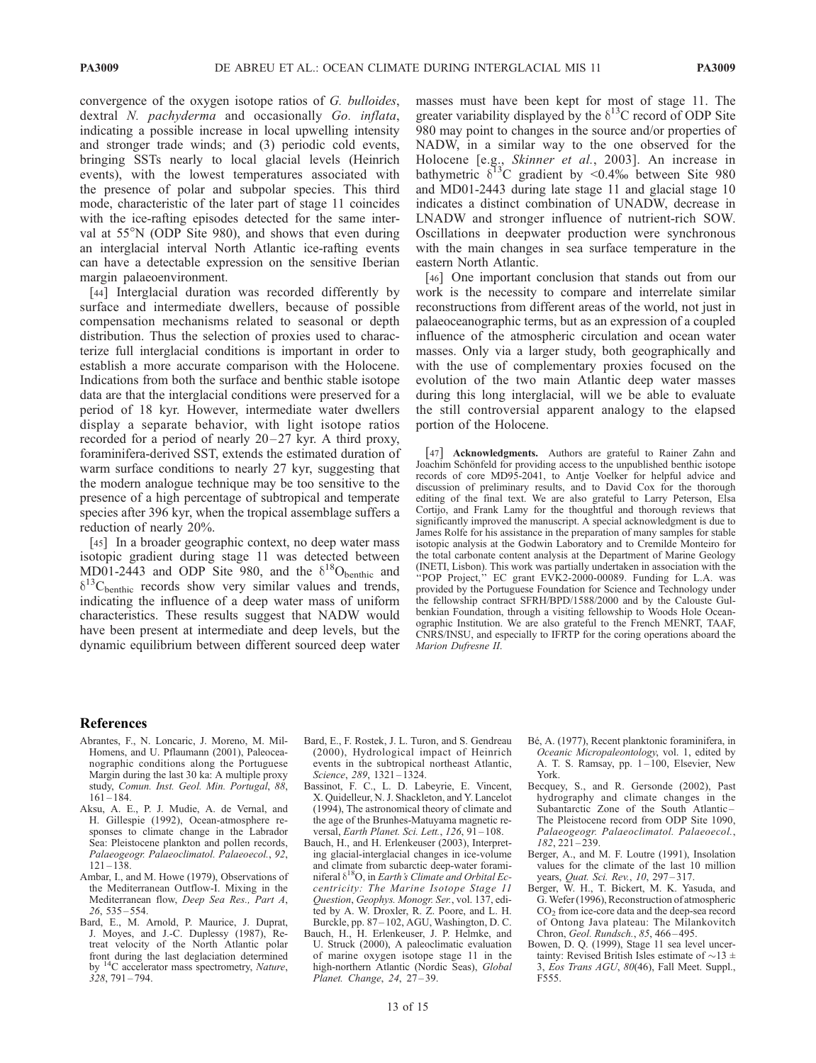convergence of the oxygen isotope ratios of *G. bulloides*, dextral *N. pachyderma* and occasionally *Go. inflata*, indicating a possible increase in local upwelling intensity and stronger trade winds; and (3) periodic cold events, bringing SSTs nearly to local glacial levels (Heinrich events), with the lowest temperatures associated with the presence of polar and subpolar species. This third mode, characteristic of the later part of stage 11 coincides with the ice-rafting episodes detected for the same interval at 55°N (ODP Site 980), and shows that even during an interglacial interval North Atlantic ice-rafting events can have a detectable expression on the sensitive Iberian margin palaeoenvironment.

[44] Interglacial duration was recorded differently by surface and intermediate dwellers, because of possible compensation mechanisms related to seasonal or depth distribution. Thus the selection of proxies used to characterize full interglacial conditions is important in order to establish a more accurate comparison with the Holocene. Indications from both the surface and benthic stable isotope data are that the interglacial conditions were preserved for a period of 18 kyr. However, intermediate water dwellers display a separate behavior, with light isotope ratios recorded for a period of nearly 20–27 kyr. A third proxy, foraminifera-derived SST, extends the estimated duration of warm surface conditions to nearly 27 kyr, suggesting that the modern analogue technique may be too sensitive to the presence of a high percentage of subtropical and temperate species after 396 kyr, when the tropical assemblage suffers a reduction of nearly 20%.

[45] In a broader geographic context, no deep water mass isotopic gradient during stage 11 was detected between MD01-2443 and ODP Site 980, and the $\delta^{18}O_{benthic}$ and $\delta^{13}C_{benthic}$ records show very similar values and trends, indicating the influence of a deep water mass of uniform characteristics. These results suggest that NADW would have been present at intermediate and deep levels, but the dynamic equilibrium between different sourced deep water masses must have been kept for most of stage 11. The greater variability displayed by the $\delta^{13}C$ record of ODP Site 980 may point to changes in the source and/or properties of NADW, in a similar way to the one observed for the Holocene [e.g., *Skinner et al.*, 2003]. An increase in bathymetric $\delta^{13}C$ gradient by <0.4‰ between Site 980 and MD01-2443 during late stage 11 and glacial stage 10 indicates a distinct combination of UNADW, decrease in LNADW and stronger influence of nutrient-rich SOW. Oscillations in deepwater production were synchronous with the main changes in sea surface temperature in the eastern North Atlantic.

[46] One important conclusion that stands out from our work is the necessity to compare and interrelate similar reconstructions from different areas of the world, not just in palaeoceanographic terms, but as an expression of a coupled influence of the atmospheric circulation and ocean water masses. Only via a larger study, both geographically and with the use of complementary proxies focused on the evolution of the two main Atlantic deep water masses during this long interglacial, will we be able to evaluate the still controversial apparent analogy to the elapsed portion of the Holocene.

[47] **Acknowledgments.** Authors are grateful to Rainer Zahn and Joachim Schönfeld for providing access to the unpublished benthic isotope records of core MD95-2041, to Antje Voelker for helpful advice and discussion of preliminary results, and to David Cox for the thorough editing of the final text. We are also grateful to Larry Peterson, Elsa Cortijo, and Frank Lamy for the thoughtful and thorough reviews that significantly improved the manuscript. A special acknowledgment is due to James Rolfe for his assistance in the preparation of many samples for stable isotopic analysis at the Godwin Laboratory and to Cremilde Monteiro for the total carbonate content analysis at the Department of Marine Geology (INETI, Lisbon). This work was partially undertaken in association with the "POP Project," EC grant EVK2-2000-00089. Funding for L.A. was provided by the Portuguese Foundation for Science and Technology under the fellowship contract SFRH/BPD/1588/2000 and by the Calouste Gulbenkian Foundation, through a visiting fellowship to Woods Hole Oceanographic Institution. We are also grateful to the French MENRT, TAAF, CNRS/INSU, and especially to IFRTP for the coring operations aboard the *Marion Dufresne II*.

## References

Abrantes, F., N. Loncaric, J. Moreno, M. Mil-Homens, and U. Pflaumann (2001), Paleoceanographic conditions along the Portuguese Margin during the last 30 ka: A multiple proxy study, *Comun. Inst. Geol. Min. Portugal*, *88*, 161–184.

Aksu, A. E., P. J. Mudie, A. de Vernal, and H. Gillespie (1992), Ocean-atmosphere responses to climate change in the Labrador Sea: Pleistocene plankton and pollen records, *Palaeogeogr. Palaeoclimatol. Palaeoecol.*, *92*, 121–138.

Ambar, I., and M. Howe (1979), Observations of the Mediterranean Outflow-I. Mixing in the Mediterranean flow, *Deep Sea Res., Part A*, *26*, 535–554.

Bard, E., M. Arnold, P. Maurice, J. Duprat, J. Moyes, and J.-C. Duplessy (1987), Retreat velocity of the North Atlantic polar front during the last deglaciation determined by $^{14}C$ accelerator mass spectrometry, *Nature*, *328*, 791–794.

Bard, E., F. Rostek, J. L. Turon, and S. Gendreau (2000), Hydrological impact of Heinrich events in the subtropical northeast Atlantic, *Science*, *289*, 1321–1324.

Bassinot, F. C., L. D. Labeyrie, E. Vincent, X. Quidelleur, N. J. Shackleton, and Y. Lancelot (1994), The astronomical theory of climate and the age of the Brunhes-Matuyama magnetic reversal, *Earth Planet. Sci. Lett.*, *126*, 91–108.

Bauch, H., and H. Erlenkeuser (2003), Interpreting glacial-interglacial changes in ice-volume and climate from subarctic deep-water foraminiferal $\delta^{18}O$, in *Earth's Climate and Orbital Eccentricity: The Marine Isotope Stage 11 Question*, *Geophys. Monogr. Ser.*, vol. 137, edited by A. W. Droxler, R. Z. Poore, and L. H. Burckle, pp. 87–102, AGU, Washington, D. C.

Bauch, H., H. Erlenkeuser, J. P. Helmke, and U. Struck (2000), A paleoclimatic evaluation of marine oxygen isotope stage 11 in the high-northern Atlantic (Nordic Seas), *Global Planet. Change*, *24*, 27–39.

Bé, A. (1977), Recent planktonic foraminifera, in *Oceanic Micropalaeontology*, vol. 1, edited by A. T. S. Ramsay, pp. 1–100, Elsevier, New York.

Becquey, S., and R. Gersonde (2002), Past hydrography and climate changes in the Subantarctic Zone of the South Atlantic–The Pleistocene record from ODP Site 1090, *Palaeogeogr. Palaeoclimatol. Palaeoecol.*, *182*, 221–239.

Berger, A., and M. F. Loutre (1991), Insolation values for the climate of the last 10 million years, *Quat. Sci. Rev.*, *10*, 297–317.

Berger, W. H., T. Bickert, M. K. Yasuda, and G. Wefer (1996), Reconstruction of atmospheric $CO_2$ from ice-core data and the deep-sea record of Ontong Java plateau: The Milankovitch Chron, *Geol. Rundsch.*, *85*, 466–495.

Bowen, D. Q. (1999), Stage 11 sea level uncertainty: Revised British Isles estimate of ~13 ± 3, *Eos Trans AGU*, *80*(46), Fall Meet. Suppl., F555.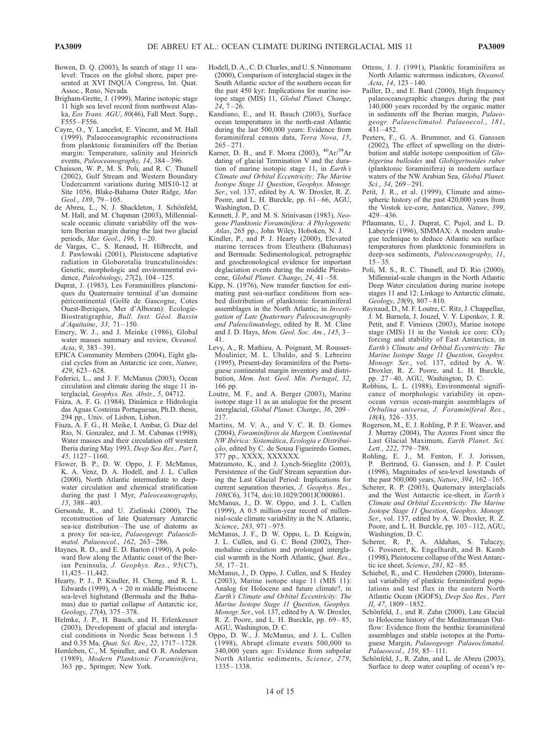Bowen, D. Q. (2003), In search of stage 11 sea-level: Traces on the global shore, paper presented at XVI INQUA Congress, Int. Quat. Assoc., Reno, Nevada.

Brigham-Grette, J. (1999), Marine isotopic stage 11 high sea level record from northwest Alaska, *Eos Trans. AGU*, *80*(46), Fall Meet. Supp., F555–F556.

Cayre, O., Y. Lancelot, E. Vincent, and M. Hall (1999), Palaeoceanographic reconstructions from planktonic foraminifers off the Iberian margin: Temperature, salinity and Heinrich events, *Paleoceanography*, *14*, 384–396.

Chaisson, W. P., M. S. Poli, and R. C. Thunell (2002), Gulf Stream and Western Boundary Undercurrent variations during MIS10-12 at Site 1056, Blake-Bahama Outer Ridge, *Mar. Geol.*, *189*, 79–105.

de Abreu, L., N. J. Shackleton, J. Schönfeld, M. Hall, and M. Chapman (2003), Millennial-scale oceanic climate variability off the western Iberian margin during the last two glacial periods, *Mar. Geol.*, *196*, 1–20.

de Vargas, C., S. Renaud, H. Hilbrecht, and J. Pawlowski (2001), Pleistocene adaptative radiation in Globorotalia truncatulinoides: Genetic, morphologic and environmental evidence, *Paleobiology*, *27*(2), 104–125.

Duprat, J. (1983), Les Foraminifères planctoniques du Quaternaire terminal d'un domaine péricontinental (Golfe de Gascogne, Cotes Ouest-Iberiques, Mer d'Alboran): Ecologie-Biostratigraphie, *Bull. Inst. Géol. Bassin d'Aquitaine*, *33*, 71–150.

Emery, W. J., and J. Meinke (1986), Global water masses summary and review, *Oceanol. Acta*, *9*, 383–391.

EPICA Community Members (2004), Eight glacial cycles from an Antarctic ice core, *Nature*, *429*, 623–628.

Federici, L., and J. F. McManus (2003), Ocean circulation and climate during the stage 11 interglacial, *Geophys. Res. Abstr.*, *5*, 04712.

Fiúza, A. F. G. (1984), Dinâmica e Hidrologia das Aguas Costeiras Portuguesas, Ph.D. thesis, 294 pp., Univ. of Lisbon, Lisbon.

Fiuza, A. F. G., H. Meike, I. Ambar, G. Diaz del Rio, N. Gonzalez, and J. M. Cabanas (1998), Water masses and their circulation off western Iberia during May 1993, *Deep Sea Res., Part I*, *45*, 1127–1160.

Flower, B. P., D. W. Oppo, J. F. McManus, K. A. Venz, D. A. Hodell, and J. L. Cullen (2000), North Atlantic intermediate to deep-water circulation and chemical stratification during the past 1 Myr, *Paleoceanography*, *15*, 388–403.

Gersonde, R., and U. Zielinski (2000), The reconstruction of late Quaternary Antarctic sea-ice distribution–The use of diatoms as a proxy for sea-ice, *Palaeogeogr. Palaeoclimatol. Palaeoecol.*, *162*, 263–286.

Haynes, R. D., and E. D. Barton (1990), A poleward flow along the Atlantic coast of the Iberian Peninsula, *J. Geophys. Res.*, *95*(C7), 11,425–11,442.

Hearty, P. J., P. Kindler, H. Cheng, and R. L. Edwards (1999), A + 20 m middle Pleistocene sea-level highstand (Bermuda and the Bahamas) due to partial collapse of Antarctic ice, *Geology*, *27*(4), 375–378.

Helmke, J. P., H. Bauch, and H. Erlenkeuser (2003), Development of glacial and interglacial conditions in Nordic Seas between 1.5 and 0.35 Ma, *Quat. Sci. Rev.*, *22*, 1717–1728.

Hemleben, C., M. Spindler, and O. R. Anderson (1989), *Modern Planktonic Foraminifera*, 363 pp., Springer, New York.

Hodell, D. A., C. D. Charles, and U. S. Ninnemann (2000), Comparison of interglacial stages in the South Atlantic sector of the southern ocean for the past 450 kyr: Implications for marine isotope stage (MIS) 11, *Global Planet. Change*, *24*, 7–26.

Kandiano, E., and H. Bauch (2003), Surface ocean temperatures in the north-east Atlantic during the last 500,000 years: Evidence from foraminiferal census data, *Terra Nova*, *15*, 265–271.

Karner, D. B., and F. Morra (2003), $^{40}Ar/^{39}Ar$ dating of glacial Termination V and the duration of marine isotopic stage 11, in *Earth's Climate and Orbital Eccentricity: The Marine Isotope Stage 11 Question*, *Geophys. Monogr. Ser.*, vol. 137, edited by A. W. Droxler, R. Z. Poore, and L. H. Burckle, pp. 61–66, AGU, Washington, D. C.

Kennett, J. P., and M. S. Srinivasan (1983), *Neogene Planktonic Foraminifera: A Phylogenetic Atlas*, 265 pp., John Wiley, Hoboken, N. J.

Kindler, P., and P. J. Hearty (2000), Elevated marine terraces from Eleuthera (Bahamas) and Bermuda: Sedimentological, petrographic and geochronological evidence for important deglaciation events during the middle Pleistocene, *Global Planet. Change*, *24*, 41–58.

Kipp, N. (1976), New transfer function for estimating past sea-surface conditions from seabed distribution of planktonic foraminiferal assemblages in the North Atlantic, in *Investigation of Late Quaternary Paleoceanography and Paleoclimatology*, edited by R. M. Cline and J. D. Hays, *Mem. Geol. Soc. Am.*, *145*, 3–41.

Levy, A., R. Mathieu, A. Poignant, M. Rousset-Moulinier, M. L. Ubaldo, and S. Lebreiro (1995), Present-day foraminifera of the Portuguese continental margin inventory and distribution, *Mem. Inst. Geol. Min. Portugal*, *32*, 166 pp.

Loutre, M. F., and A. Berger (2003), Marine isotope stage 11 as an analogue for the present interglacial, *Global Planet. Change*, *36*, 209–217.

Martins, M. V. A., and V. C. R. D. Gomes (2004), *Foraminíferos da Margem Continental NW Ibérica: Sistemática, Ecologia e Distribuição*, edited by C. de Sousa Figueiredo Gomes, 377 pp., XXXX, XXXXXX.

Matzumoto, K., and J. Lynch-Stieglitz (2003), Persistence of the Gulf Stream separation during the Last Glacial Period: Implications for current separation theories, *J. Geophys. Res.*, *108*(C6), 3174, doi:10.1029/2001JC000861.

McManus, J., D. W. Oppo, and J. L. Cullen (1999), A 0.5 million-year record of millennial-scale climate variability in the N. Atlantic, *Science*, *283*, 971–975.

McManus, J. F., D. W. Oppo, L. D. Keigwin, J. L. Cullen, and G. C. Bond (2002), Thermohaline circulation and prolonged interglacial warmth in the North Atlantic, *Quat. Res.*, *58*, 17–21.

McManus, J., D. Oppo, J. Cullen, and S. Healey (2003), Marine isotope stage 11 (MIS 11): Analog for Holocene and future climate?, in *Earth's Climate and Orbital Eccentricity: The Marine Isotope Stage 11 Question*, *Geophys. Monogr. Ser.*, vol. 137, edited by A. W. Droxler, R. Z. Poore, and L. H. Burckle, pp. 69–85, AGU, Washington, D. C.

Oppo, D. W., J. McManus, and J. L. Cullen (1998), Abrupt climate events 500,000 to 340,000 years ago: Evidence from subpolar North Atlantic sediments, *Science*, *279*, 1335–1338.

Ottens, J. J. (1991), Planktic foraminifera as North Atlantic watermass indicators, *Oceanol. Acta*, *14*, 123–140.

Pailler, D., and E. Bard (2000), High frequency palaeoceanographic changes during the past 140,000 years recorded by the organic matter in sediments off the Iberian margin, *Palaeogeogr. Palaeoclimatol. Palaeoecol.*, *181*, 431–452.

Peeters, F., G. A. Brummer, and G. Ganssen (2002), The effect of upwelling on the distribution and stable isotope composition of *Globigerina bulloides* and *Globigerinoides ruber* (planktonic foraminifera) in modern surface waters of the NW Arabian Sea, *Global Planet. Sci.*, *34*, 269–291.

Petit, J. R., et al. (1999), Climate and atmospheric history of the past 420,000 years from the Vostok ice-core, Antarctica, *Nature*, *399*, 429–436.

Pflaumann, U., J. Duprat, C. Pujol, and L. D. Labeyrie (1996), SIMMAX: A modern analogue technique to deduce Atlantic sea surface temperatures from planktonic foraminifera in deep-sea sediments, *Paleoceanography*, *11*, 15–35.

Poli, M. S., R. C. Thunell, and D. Rio (2000), Millennial-scale changes in the North Atlantic Deep Water circulation during marine isotope stages 11 and 12: Linkage to Antarctic climate, *Geology*, *28*(9), 807–810.

Raynaud, D., M. F. Loutre, C. Ritz, J. Chappellaz, J. M. Barnola, J. Jouzel, V. Y. Lipenkov, J. R. Petit, and F. Vimieux (2003), Marine isotope stage (MIS) 11 in the Vostok ice core: $CO_2$ forcing and stability of East Antarctica, in *Earth's Climate and Orbital Eccentricity: The Marine Isotope Stage 11 Question*, *Geophys. Monogr. Ser.*, vol. 137, edited by A. W. Droxler, R. Z. Poore, and L. H. Burckle, pp. 27–40, AGU, Washington, D. C.

Robbins, L. L. (1988), Environmental significance of morphologic variability in open-ocean versus ocean-margin assemblages of *Orbulina universa*, *J. Foraminiferal Res.*, *18*(4), 326–333.

Rogerson, M., E. J. Rohling, P. P. E. Weaver, and J. Murray (2004), The Azores Front since the Last Glacial Maximum, *Earth Planet. Sci. Lett.*, *222*, 779–789.

Rohling, E. J., M. Fenton, F. J. Jorissen, P. Bertrand, G. Ganssen, and J. P. Caulet (1998), Magnitudes of sea-level lowstands of the past 500,000 years, *Nature*, *394*, 162–165.

Scherer, R. P. (2003), Quaternary interglacials and the West Antarctic ice-sheet, in *Earth's Climate and Orbital Eccentricity: The Marine Isotope Stage 11 Question*, *Geophys. Monogr. Ser.*, vol. 137, edited by A. W. Droxler, R. Z. Poore, and L. H. Burckle, pp. 103–112, AGU, Washington, D. C.

Scherer, R. P., A. Aldahan, S. Tulaczy, G. Possnert, K. Engelhardt, and B. Kamb (1998), Pleistocene collapse of the West Antarctic ice sheet, *Science*, *281*, 82–85.

Schiebel, R., and C. Hemleben (2000), Interannual variability of planktic foraminiferal populations and test flux in the eastern North Atlantic Ocean (JGOFS), *Deep Sea Res., Part II*, *47*, 1809–1852.

Schönfeld, J., and R. Zahn (2000), Late Glacial to Holocene history of the Mediterranean Outflow: Evidence from the benthic foraminiferal assemblages and stable isotopes at the Portuguese Margin, *Palaeogeogr. Palaeoclimatol. Palaeoecol.*, *159*, 85–111.

Schönfeld, J., R. Zahn, and L. de Abreu (2003), Surface to deep water coupling of ocean's re-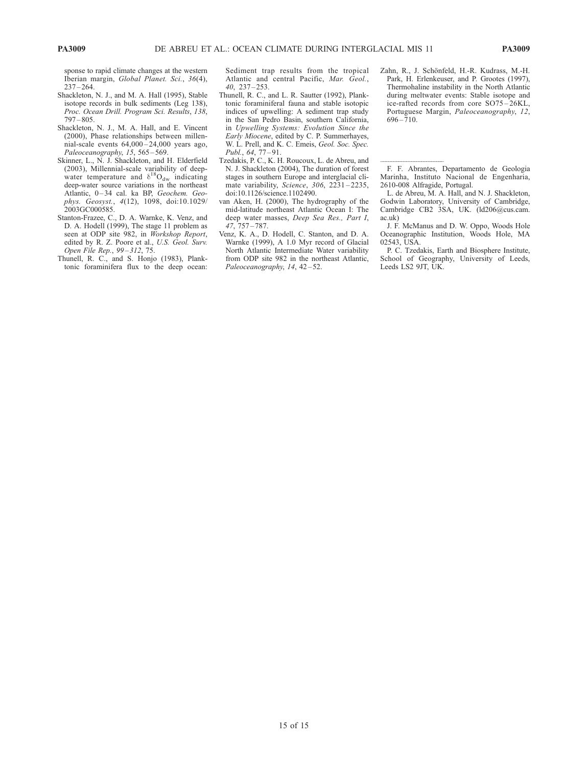sponse to rapid climate changes at the western Iberian margin, *Global Planet. Sci.*, *36*(4), 237–264.

Shackleton, N. J., and M. A. Hall (1995), Stable isotope records in bulk sediments (Leg 138), *Proc. Ocean Drill. Program Sci. Results*, *138*, 797–805.

Shackleton, N. J., M. A. Hall, and E. Vincent (2000), Phase relationships between millennial-scale events 64,000–24,000 years ago, *Paleoceanography*, *15*, 565–569.

Skinner, L., N. J. Shackleton, and H. Elderfield (2003), Millennial-scale variability of deep-water temperature and $\delta^{18}O_{dw}$ indicating deep-water source variations in the northeast Atlantic, 0–34 cal. ka BP, *Geochem. Geophys. Geosyst.*, *4*(12), 1098, doi:10.1029/2003GC000585.

Stanton-Frazee, C., D. A. Warnke, K. Venz, and D. A. Hodell (1999), The stage 11 problem as seen at ODP site 982, in *Workshop Report*, edited by R. Z. Poore et al., *U.S. Geol. Surv. Open File Rep.*, *99–312*, 75.

Thunell, R. C., and S. Honjo (1983), Planktonic foraminifera flux to the deep ocean: Sediment trap results from the tropical Atlantic and central Pacific, *Mar. Geol.*, *40*, 237–253.

Thunell, R. C., and L. R. Sautter (1992), Planktonic foraminiferal fauna and stable isotopic indices of upwelling: A sediment trap study in the San Pedro Basin, southern California, in *Upwelling Systems: Evolution Since the Early Miocene*, edited by C. P. Summerhayes, W. L. Prell, and K. C. Emeis, *Geol. Soc. Spec. Publ.*, *64*, 77–91.

Tzedakis, P. C., K. H. Roucoux, L. de Abreu, and N. J. Shackleton (2004), The duration of forest stages in southern Europe and interglacial climate variability, *Science*, *306*, 2231–2235, doi:10.1126/science.1102490.

van Aken, H. (2000), The hydrography of the mid-latitude northeast Atlantic Ocean I: The deep water masses, *Deep Sea Res., Part I*, *47*, 757–787.

Venz, K. A., D. Hodell, C. Stanton, and D. A. Warnke (1999), A 1.0 Myr record of Glacial North Atlantic Intermediate Water variability from ODP site 982 in the northeast Atlantic, *Paleoceanography*, *14*, 42–52.

Zahn, R., J. Schönfeld, H.-R. Kudrass, M.-H. Park, H. Erlenkeuser, and P. Grootes (1997), Thermohaline instability in the North Atlantic during meltwater events: Stable isotope and ice-rafted records from core SO75–26KL, Portuguese Margin, *Paleoceanography*, *12*, 696–710.

---

F. F. Abrantes, Departamento de Geologia Marinha, Instituto Nacional de Engenharia, 2610-008 Alfragide, Portugal.

L. de Abreu, M. A. Hall, and N. J. Shackleton, Godwin Laboratory, University of Cambridge, Cambridge CB2 3SA, UK. (ld206@cus.cam.ac.uk)

J. F. McManus and D. W. Oppo, Woods Hole Oceanographic Institution, Woods Hole, MA 02543, USA.

P. C. Tzedakis, Earth and Biosphere Institute, School of Geography, University of Leeds, Leeds LS2 9JT, UK.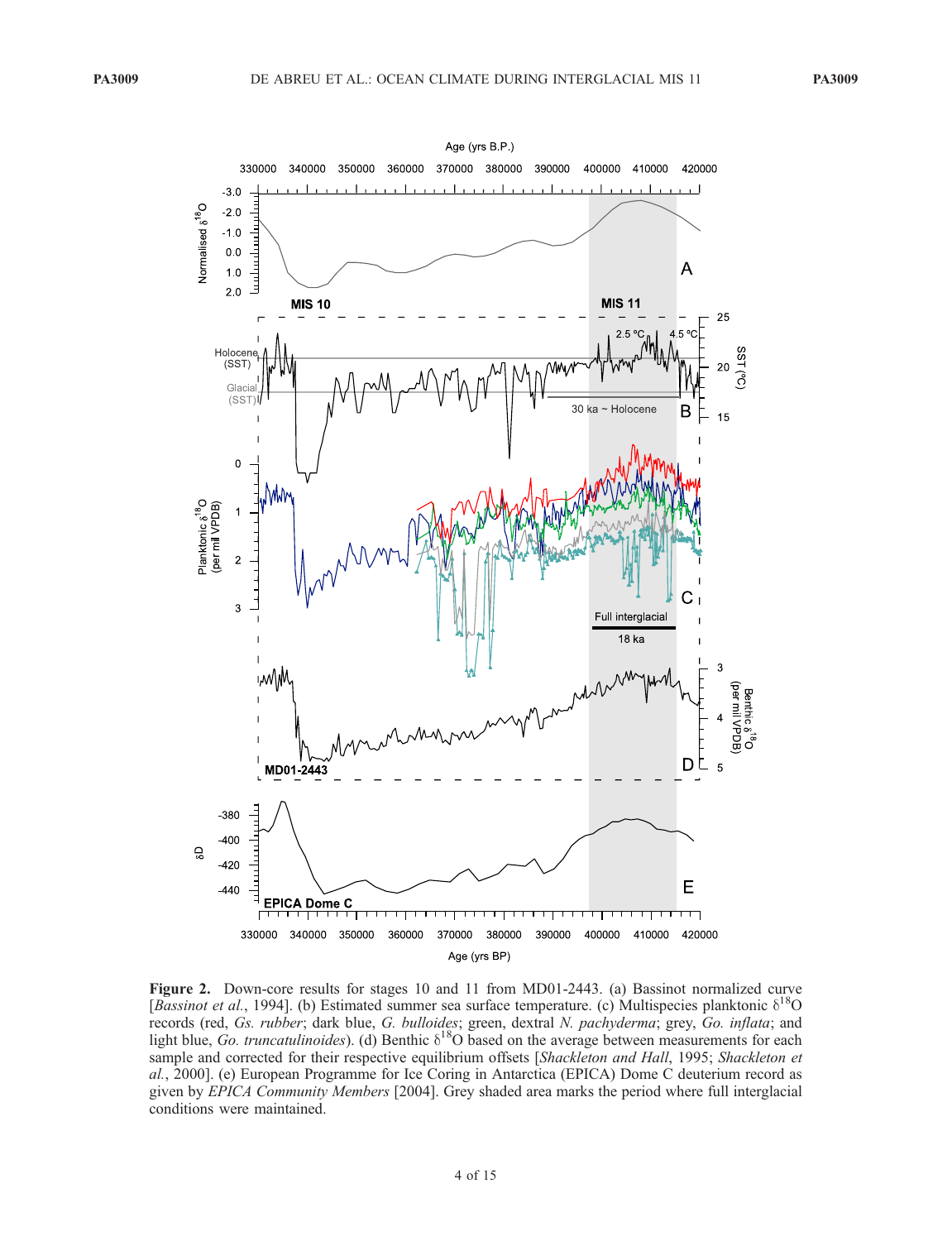Age (yrs B.P.)

330000 340000 350000 360000 370000 380000 390000 400000 410000 420000

Normalised $\delta^{18}$O

-3.0 -2.0 -1.0 0.0 1.0 2.0

A

MIS 10

MIS 11

Holocene (SST)

Glacial (SST)

2.5 ºC

4.5 ºC

30 ka ~ Holocene

B

SST (ºC)

25 20 15

Planktonic $\delta^{18}$O (per mil VPDB)

0 1 2 3

C

Full interglacial

18 ka

3 4 5

Benthic $\delta^{18}$O (per mil VPDB)

D

MD01-2443

δD

-380 -400 -420 -440

E

EPICA Dome C

330000 340000 350000 360000 370000 380000 390000 400000 410000 420000

Age (yrs BP)

**Figure 2.** Down-core results for stages 10 and 11 from MD01-2443. (a) Bassinot normalized curve [*Bassinot et al.*, 1994]. (b) Estimated summer sea surface temperature. (c) Multispecies planktonic $\delta^{18}$O records (red, *Gs. rubber*; dark blue, *G. bulloides*; green, dextral *N. pachyderma*; grey, *Go. inflata*; and light blue, *Go. truncatulinoides*). (d) Benthic $\delta^{18}$O based on the average between measurements for each sample and corrected for their respective equilibrium offsets [*Shackleton and Hall*, 1995; *Shackleton et al.*, 2000]. (e) European Programme for Ice Coring in Antarctica (EPICA) Dome C deuterium record as given by *EPICA Community Members* [2004]. Grey shaded area marks the period where full interglacial conditions were maintained.